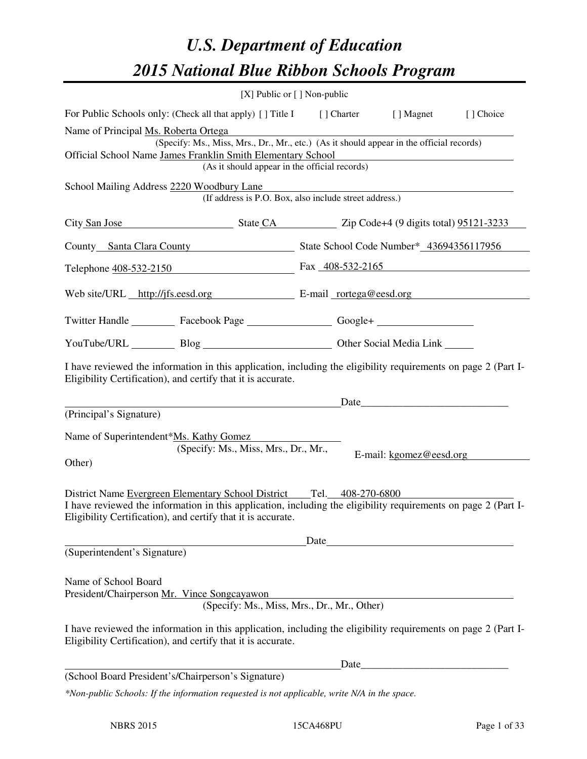// U.S. Department of Education
# 2015 National Blue Ribbon Schools Program

[X] Public or [ ] Non-public

For Public Schools only: (Check all that apply) [ ] Title I [ ] Charter [ ] Magnet [ ] Choice

Name of Principal Ms. Roberta Ortega
(Specify: Ms., Miss, Mrs., Dr., Mr., etc.) (As it should appear in the official records)

Official School Name James Franklin Smith Elementary School
(As it should appear in the official records)

School Mailing Address 2220 Woodbury Lane
(If address is P.O. Box, also include street address.)

City San Jose State CA Zip Code+4 (9 digits total) 95121-3233

County Santa Clara County State School Code Number* 43694356117956

Telephone 408-532-2150 Fax 408-532-2165

Web site/URL http://jfs.eesd.org E-mail rortega@eesd.org

Twitter Handle ________ Facebook Page ________ Google+ ________

YouTube/URL ________ Blog ________ Other Social Media Link ________

I have reviewed the information in this application, including the eligibility requirements on page 2 (Part I-Eligibility Certification), and certify that it is accurate.

_______________________________________ Date_______________________
(Principal's Signature)

Name of Superintendent*Ms. Kathy Gomez
(Specify: Ms., Miss, Mrs., Dr., Mr., Other)

E-mail: kgomez@eesd.org

District Name Evergreen Elementary School District Tel. 408-270-6800

I have reviewed the information in this application, including the eligibility requirements on page 2 (Part I-Eligibility Certification), and certify that it is accurate.

_______________________________________ Date_______________________
(Superintendent's Signature)

Name of School Board
President/Chairperson Mr. Vince Songcayawon
(Specify: Ms., Miss, Mrs., Dr., Mr., Other)

I have reviewed the information in this application, including the eligibility requirements on page 2 (Part I-Eligibility Certification), and certify that it is accurate.

_______________________________________ Date_______________________
(School Board President's/Chairperson's Signature)

*\*Non-public Schools: If the information requested is not applicable, write N/A in the space.*

NBRS 2015 15CA468PU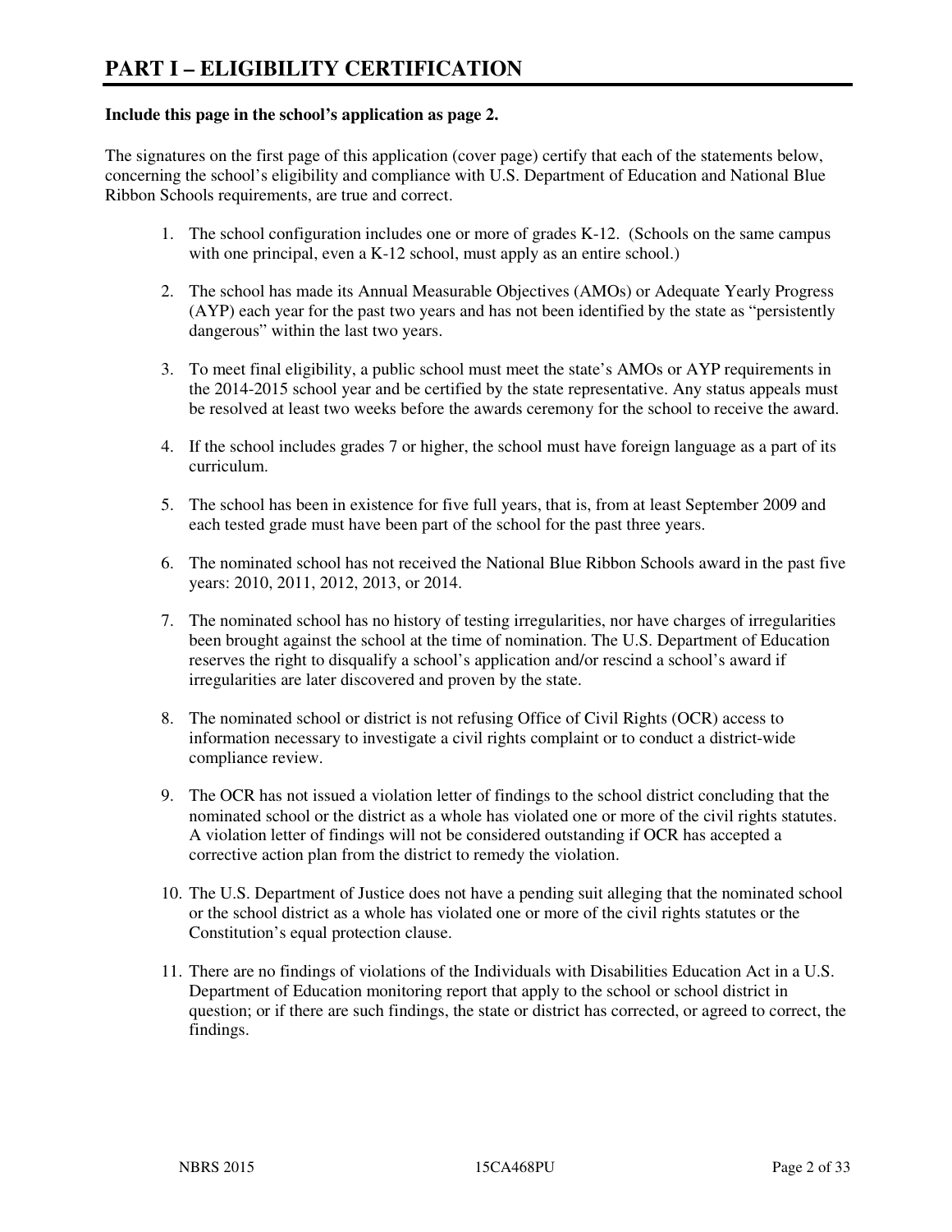# PART I – ELIGIBILITY CERTIFICATION

**Include this page in the school's application as page 2.**

The signatures on the first page of this application (cover page) certify that each of the statements below, concerning the school's eligibility and compliance with U.S. Department of Education and National Blue Ribbon Schools requirements, are true and correct.

1. The school configuration includes one or more of grades K-12. (Schools on the same campus with one principal, even a K-12 school, must apply as an entire school.)

2. The school has made its Annual Measurable Objectives (AMOs) or Adequate Yearly Progress (AYP) each year for the past two years and has not been identified by the state as "persistently dangerous" within the last two years.

3. To meet final eligibility, a public school must meet the state's AMOs or AYP requirements in the 2014-2015 school year and be certified by the state representative. Any status appeals must be resolved at least two weeks before the awards ceremony for the school to receive the award.

4. If the school includes grades 7 or higher, the school must have foreign language as a part of its curriculum.

5. The school has been in existence for five full years, that is, from at least September 2009 and each tested grade must have been part of the school for the past three years.

6. The nominated school has not received the National Blue Ribbon Schools award in the past five years: 2010, 2011, 2012, 2013, or 2014.

7. The nominated school has no history of testing irregularities, nor have charges of irregularities been brought against the school at the time of nomination. The U.S. Department of Education reserves the right to disqualify a school's application and/or rescind a school's award if irregularities are later discovered and proven by the state.

8. The nominated school or district is not refusing Office of Civil Rights (OCR) access to information necessary to investigate a civil rights complaint or to conduct a district-wide compliance review.

9. The OCR has not issued a violation letter of findings to the school district concluding that the nominated school or the district as a whole has violated one or more of the civil rights statutes. A violation letter of findings will not be considered outstanding if OCR has accepted a corrective action plan from the district to remedy the violation.

10. The U.S. Department of Justice does not have a pending suit alleging that the nominated school or the school district as a whole has violated one or more of the civil rights statutes or the Constitution's equal protection clause.

11. There are no findings of violations of the Individuals with Disabilities Education Act in a U.S. Department of Education monitoring report that apply to the school or school district in question; or if there are such findings, the state or district has corrected, or agreed to correct, the findings.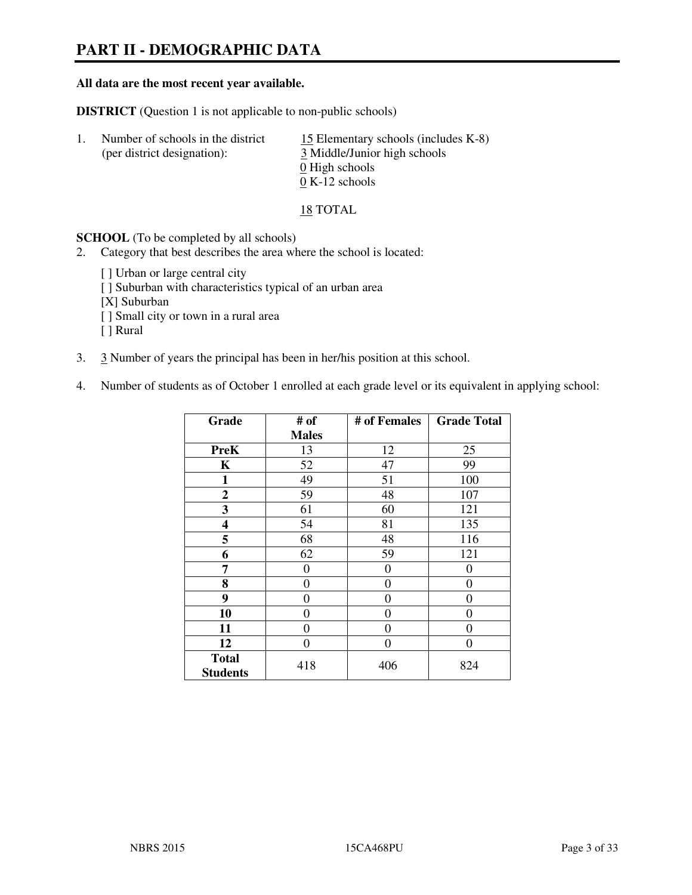# PART II - DEMOGRAPHIC DATA

**All data are the most recent year available.**

**DISTRICT** (Question 1 is not applicable to non-public schools)

1. Number of schools in the district (per district designation):
   - 15 Elementary schools (includes K-8)
   - 3 Middle/Junior high schools
   - 0 High schools
   - 0 K-12 schools

   18 TOTAL

**SCHOOL** (To be completed by all schools)

2. Category that best describes the area where the school is located:

   [ ] Urban or large central city
   [ ] Suburban with characteristics typical of an urban area
   [X] Suburban
   [ ] Small city or town in a rural area
   [ ] Rural

3. 3 Number of years the principal has been in her/his position at this school.

4. Number of students as of October 1 enrolled at each grade level or its equivalent in applying school:

| Grade | # of Males | # of Females | Grade Total |
|---|---|---|---|
| **PreK** | 13 | 12 | 25 |
| **K** | 52 | 47 | 99 |
| **1** | 49 | 51 | 100 |
| **2** | 59 | 48 | 107 |
| **3** | 61 | 60 | 121 |
| **4** | 54 | 81 | 135 |
| **5** | 68 | 48 | 116 |
| **6** | 62 | 59 | 121 |
| **7** | 0 | 0 | 0 |
| **8** | 0 | 0 | 0 |
| **9** | 0 | 0 | 0 |
| **10** | 0 | 0 | 0 |
| **11** | 0 | 0 | 0 |
| **12** | 0 | 0 | 0 |
| **Total Students** | 418 | 406 | 824 |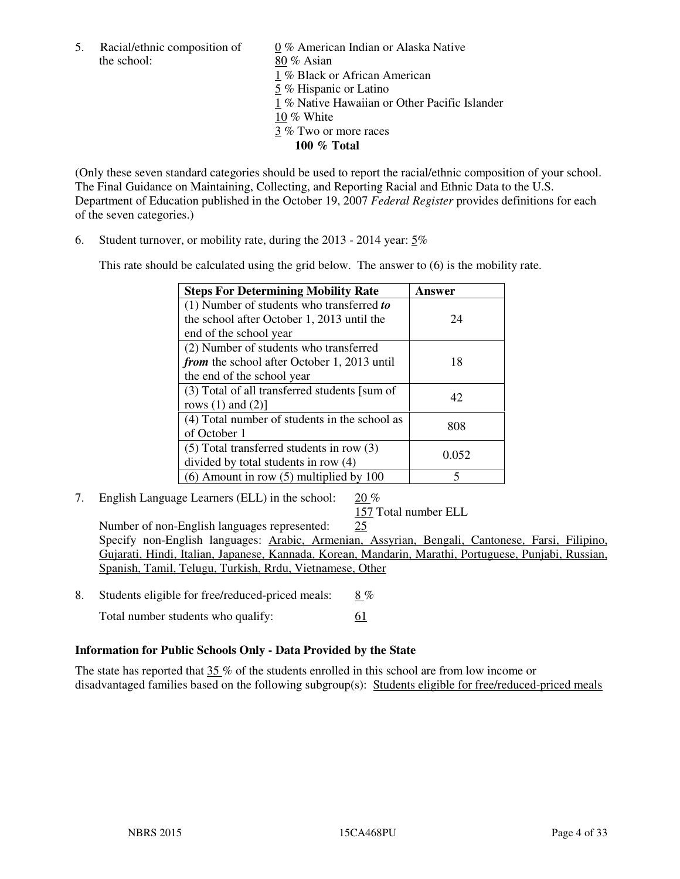5. Racial/ethnic composition of the school:

0 % American Indian or Alaska Native
80 % Asian
1 % Black or African American
5 % Hispanic or Latino
1 % Native Hawaiian or Other Pacific Islander
10 % White
3 % Two or more races
**100 % Total**

(Only these seven standard categories should be used to report the racial/ethnic composition of your school. The Final Guidance on Maintaining, Collecting, and Reporting Racial and Ethnic Data to the U.S. Department of Education published in the October 19, 2007 *Federal Register* provides definitions for each of the seven categories.)

6. Student turnover, or mobility rate, during the 2013 - 2014 year: 5%

This rate should be calculated using the grid below. The answer to (6) is the mobility rate.

| **Steps For Determining Mobility Rate** | **Answer** |
|---|---|
| (1) Number of students who transferred ***to*** the school after October 1, 2013 until the end of the school year | 24 |
| (2) Number of students who transferred ***from*** the school after October 1, 2013 until the end of the school year | 18 |
| (3) Total of all transferred students [sum of rows (1) and (2)] | 42 |
| (4) Total number of students in the school as of October 1 | 808 |
| (5) Total transferred students in row (3) divided by total students in row (4) | 0.052 |
| (6) Amount in row (5) multiplied by 100 | 5 |

7. English Language Learners (ELL) in the school: 20 %

157 Total number ELL

Number of non-English languages represented: 25

Specify non-English languages: Arabic, Armenian, Assyrian, Bengali, Cantonese, Farsi, Filipino, Gujarati, Hindi, Italian, Japanese, Kannada, Korean, Mandarin, Marathi, Portuguese, Punjabi, Russian, Spanish, Tamil, Telugu, Turkish, Rrdu, Vietnamese, Other

8. Students eligible for free/reduced-priced meals: 8 %

Total number students who qualify: 61

**Information for Public Schools Only - Data Provided by the State**

The state has reported that 35 % of the students enrolled in this school are from low income or disadvantaged families based on the following subgroup(s): Students eligible for free/reduced-priced meals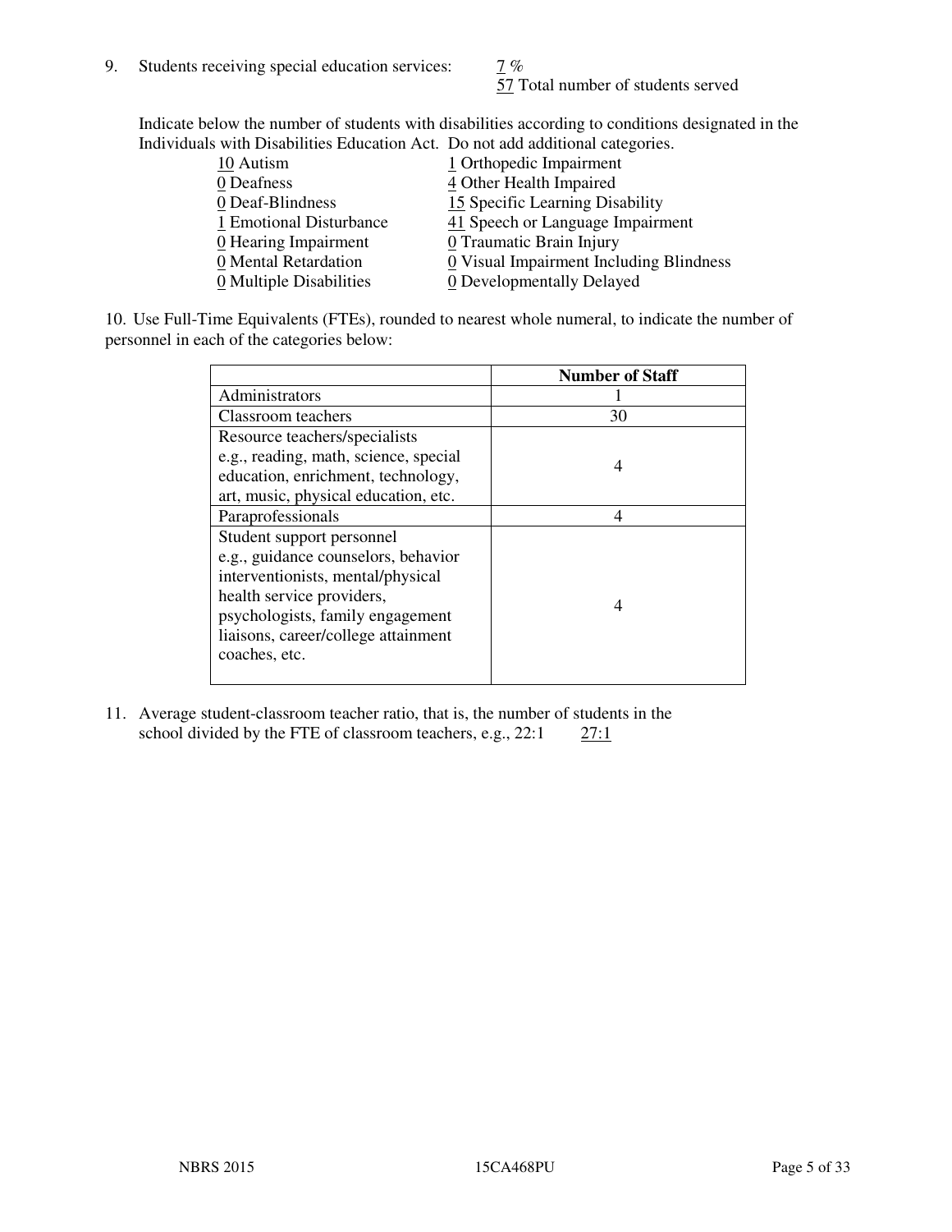9. Students receiving special education services: 7 %
57 Total number of students served

Indicate below the number of students with disabilities according to conditions designated in the Individuals with Disabilities Education Act. Do not add additional categories.

| | |
|---|---|
| 10 Autism | 1 Orthopedic Impairment |
| 0 Deafness | 4 Other Health Impaired |
| 0 Deaf-Blindness | 15 Specific Learning Disability |
| 1 Emotional Disturbance | 41 Speech or Language Impairment |
| 0 Hearing Impairment | 0 Traumatic Brain Injury |
| 0 Mental Retardation | 0 Visual Impairment Including Blindness |
| 0 Multiple Disabilities | 0 Developmentally Delayed |

10. Use Full-Time Equivalents (FTEs), rounded to nearest whole numeral, to indicate the number of personnel in each of the categories below:

| | Number of Staff |
|---|---|
| Administrators | 1 |
| Classroom teachers | 30 |
| Resource teachers/specialists e.g., reading, math, science, special education, enrichment, technology, art, music, physical education, etc. | 4 |
| Paraprofessionals | 4 |
| Student support personnel e.g., guidance counselors, behavior interventionists, mental/physical health service providers, psychologists, family engagement liaisons, career/college attainment coaches, etc. | 4 |

11. Average student-classroom teacher ratio, that is, the number of students in the school divided by the FTE of classroom teachers, e.g., 22:1 27:1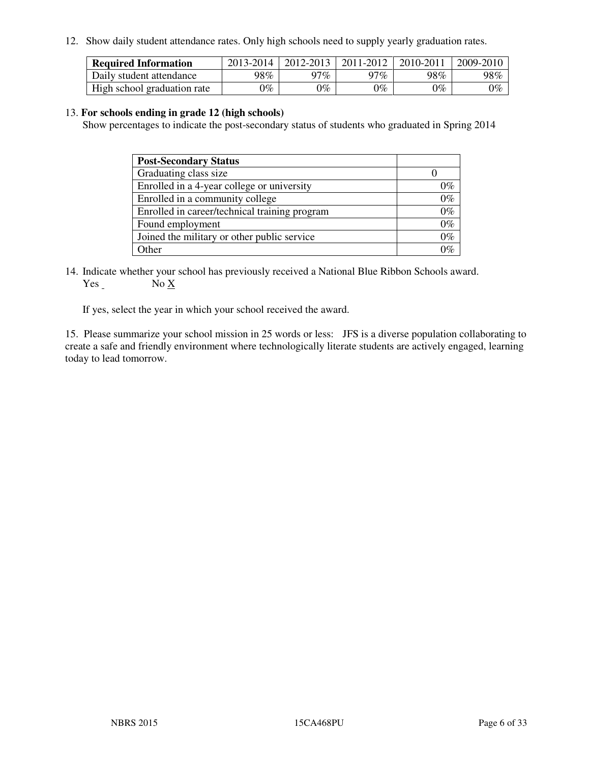12. Show daily student attendance rates. Only high schools need to supply yearly graduation rates.

| **Required Information** | 2013-2014 | 2012-2013 | 2011-2012 | 2010-2011 | 2009-2010 |
|---|---|---|---|---|---|
| Daily student attendance | 98% | 97% | 97% | 98% | 98% |
| High school graduation rate | 0% | 0% | 0% | 0% | 0% |

13. **For schools ending in grade 12 (high schools)**
Show percentages to indicate the post-secondary status of students who graduated in Spring 2014

| **Post-Secondary Status** | |
|---|---|
| Graduating class size | 0 |
| Enrolled in a 4-year college or university | 0% |
| Enrolled in a community college | 0% |
| Enrolled in career/technical training program | 0% |
| Found employment | 0% |
| Joined the military or other public service | 0% |
| Other | 0% |

14. Indicate whether your school has previously received a National Blue Ribbon Schools award.
Yes _ No X

If yes, select the year in which your school received the award.

15. Please summarize your school mission in 25 words or less: JFS is a diverse population collaborating to create a safe and friendly environment where technologically literate students are actively engaged, learning today to lead tomorrow.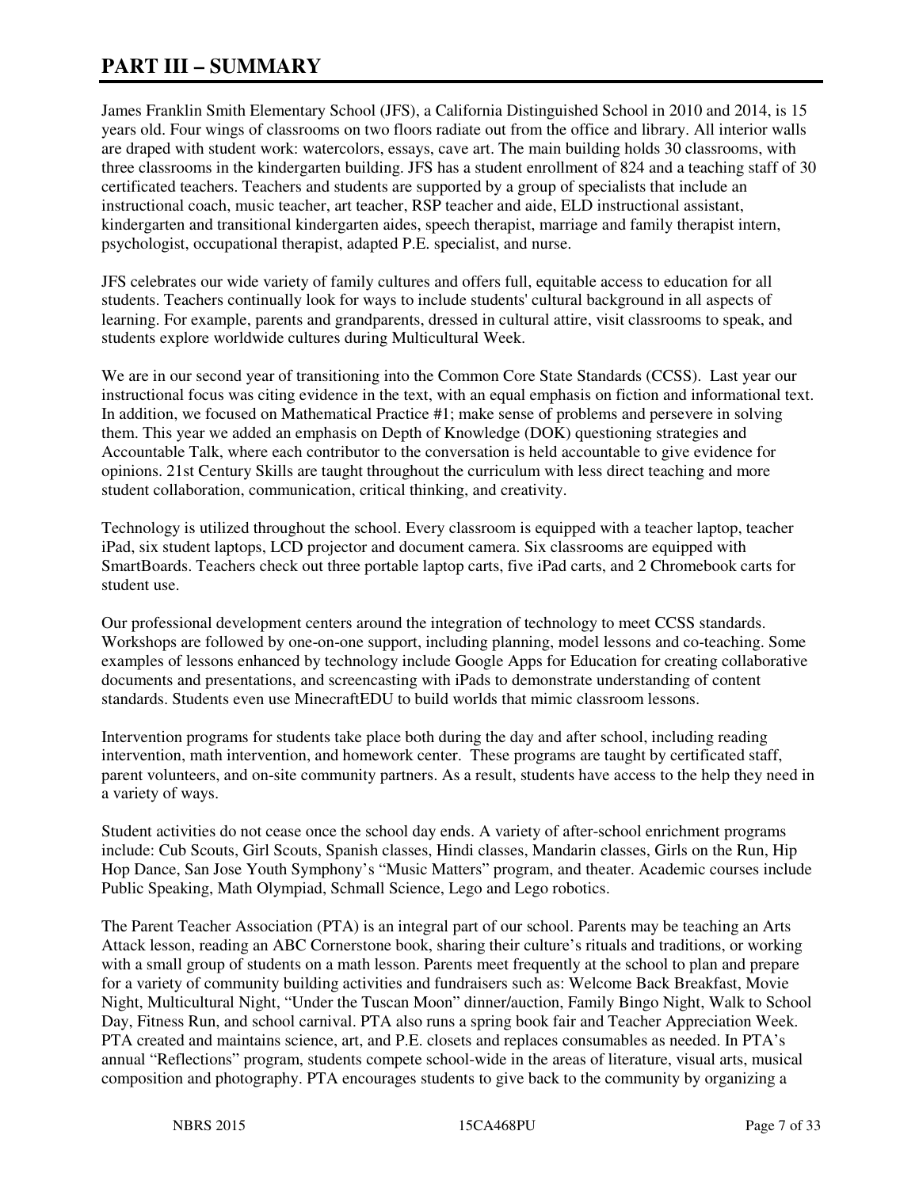# PART III – SUMMARY

James Franklin Smith Elementary School (JFS), a California Distinguished School in 2010 and 2014, is 15 years old. Four wings of classrooms on two floors radiate out from the office and library. All interior walls are draped with student work: watercolors, essays, cave art. The main building holds 30 classrooms, with three classrooms in the kindergarten building. JFS has a student enrollment of 824 and a teaching staff of 30 certificated teachers. Teachers and students are supported by a group of specialists that include an instructional coach, music teacher, art teacher, RSP teacher and aide, ELD instructional assistant, kindergarten and transitional kindergarten aides, speech therapist, marriage and family therapist intern, psychologist, occupational therapist, adapted P.E. specialist, and nurse.

JFS celebrates our wide variety of family cultures and offers full, equitable access to education for all students. Teachers continually look for ways to include students' cultural background in all aspects of learning. For example, parents and grandparents, dressed in cultural attire, visit classrooms to speak, and students explore worldwide cultures during Multicultural Week.

We are in our second year of transitioning into the Common Core State Standards (CCSS). Last year our instructional focus was citing evidence in the text, with an equal emphasis on fiction and informational text. In addition, we focused on Mathematical Practice #1; make sense of problems and persevere in solving them. This year we added an emphasis on Depth of Knowledge (DOK) questioning strategies and Accountable Talk, where each contributor to the conversation is held accountable to give evidence for opinions. 21st Century Skills are taught throughout the curriculum with less direct teaching and more student collaboration, communication, critical thinking, and creativity.

Technology is utilized throughout the school. Every classroom is equipped with a teacher laptop, teacher iPad, six student laptops, LCD projector and document camera. Six classrooms are equipped with SmartBoards. Teachers check out three portable laptop carts, five iPad carts, and 2 Chromebook carts for student use.

Our professional development centers around the integration of technology to meet CCSS standards. Workshops are followed by one-on-one support, including planning, model lessons and co-teaching. Some examples of lessons enhanced by technology include Google Apps for Education for creating collaborative documents and presentations, and screencasting with iPads to demonstrate understanding of content standards. Students even use MinecraftEDU to build worlds that mimic classroom lessons.

Intervention programs for students take place both during the day and after school, including reading intervention, math intervention, and homework center. These programs are taught by certificated staff, parent volunteers, and on-site community partners. As a result, students have access to the help they need in a variety of ways.

Student activities do not cease once the school day ends. A variety of after-school enrichment programs include: Cub Scouts, Girl Scouts, Spanish classes, Hindi classes, Mandarin classes, Girls on the Run, Hip Hop Dance, San Jose Youth Symphony's "Music Matters" program, and theater. Academic courses include Public Speaking, Math Olympiad, Schmall Science, Lego and Lego robotics.

The Parent Teacher Association (PTA) is an integral part of our school. Parents may be teaching an Arts Attack lesson, reading an ABC Cornerstone book, sharing their culture's rituals and traditions, or working with a small group of students on a math lesson. Parents meet frequently at the school to plan and prepare for a variety of community building activities and fundraisers such as: Welcome Back Breakfast, Movie Night, Multicultural Night, "Under the Tuscan Moon" dinner/auction, Family Bingo Night, Walk to School Day, Fitness Run, and school carnival. PTA also runs a spring book fair and Teacher Appreciation Week. PTA created and maintains science, art, and P.E. closets and replaces consumables as needed. In PTA's annual "Reflections" program, students compete school-wide in the areas of literature, visual arts, musical composition and photography. PTA encourages students to give back to the community by organizing a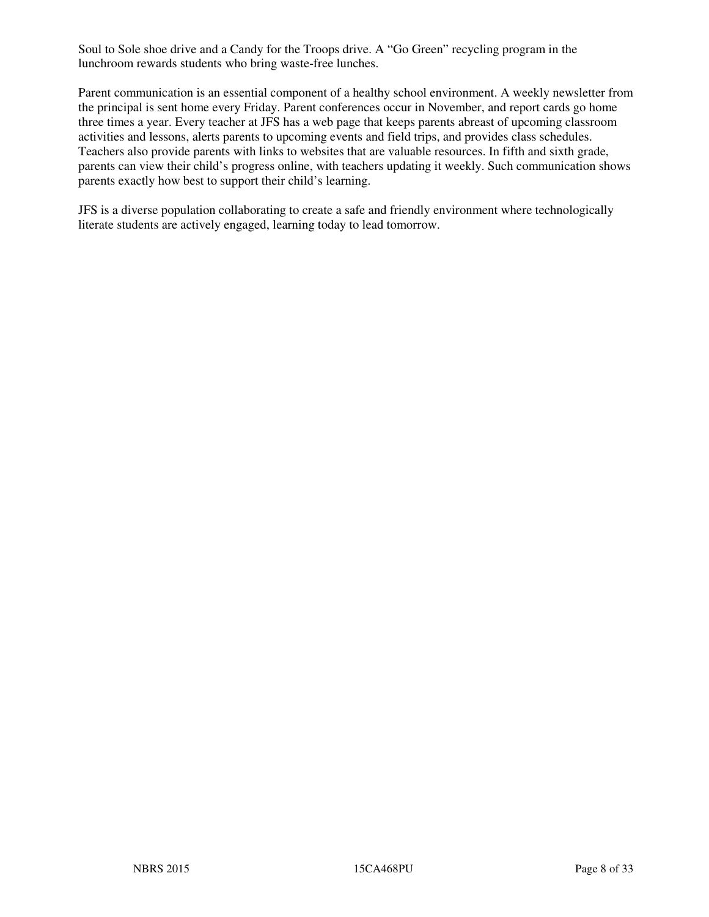Soul to Sole shoe drive and a Candy for the Troops drive. A “Go Green” recycling program in the lunchroom rewards students who bring waste-free lunches.

Parent communication is an essential component of a healthy school environment. A weekly newsletter from the principal is sent home every Friday. Parent conferences occur in November, and report cards go home three times a year. Every teacher at JFS has a web page that keeps parents abreast of upcoming classroom activities and lessons, alerts parents to upcoming events and field trips, and provides class schedules. Teachers also provide parents with links to websites that are valuable resources. In fifth and sixth grade, parents can view their child’s progress online, with teachers updating it weekly. Such communication shows parents exactly how best to support their child’s learning.

JFS is a diverse population collaborating to create a safe and friendly environment where technologically literate students are actively engaged, learning today to lead tomorrow.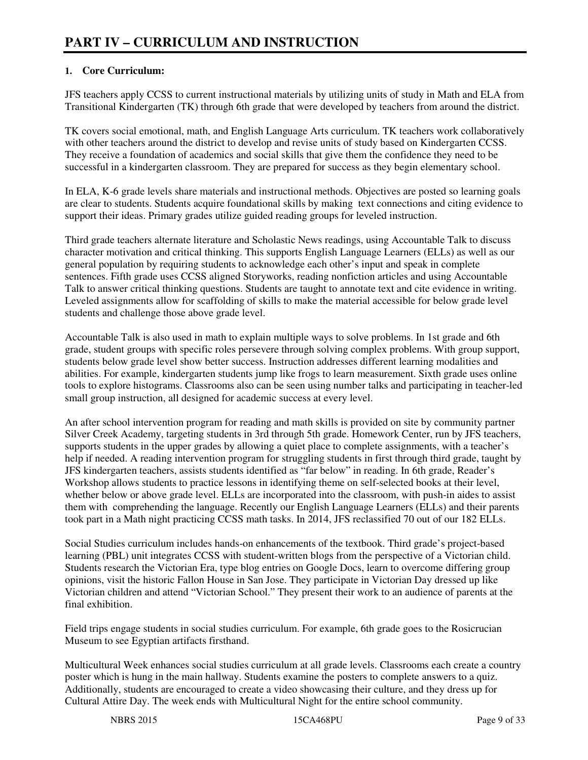# PART IV – CURRICULUM AND INSTRUCTION

**1. Core Curriculum:**

JFS teachers apply CCSS to current instructional materials by utilizing units of study in Math and ELA from Transitional Kindergarten (TK) through 6th grade that were developed by teachers from around the district.

TK covers social emotional, math, and English Language Arts curriculum. TK teachers work collaboratively with other teachers around the district to develop and revise units of study based on Kindergarten CCSS. They receive a foundation of academics and social skills that give them the confidence they need to be successful in a kindergarten classroom. They are prepared for success as they begin elementary school.

In ELA, K-6 grade levels share materials and instructional methods. Objectives are posted so learning goals are clear to students. Students acquire foundational skills by making text connections and citing evidence to support their ideas. Primary grades utilize guided reading groups for leveled instruction.

Third grade teachers alternate literature and Scholastic News readings, using Accountable Talk to discuss character motivation and critical thinking. This supports English Language Learners (ELLs) as well as our general population by requiring students to acknowledge each other's input and speak in complete sentences. Fifth grade uses CCSS aligned Storyworks, reading nonfiction articles and using Accountable Talk to answer critical thinking questions. Students are taught to annotate text and cite evidence in writing. Leveled assignments allow for scaffolding of skills to make the material accessible for below grade level students and challenge those above grade level.

Accountable Talk is also used in math to explain multiple ways to solve problems. In 1st grade and 6th grade, student groups with specific roles persevere through solving complex problems. With group support, students below grade level show better success. Instruction addresses different learning modalities and abilities. For example, kindergarten students jump like frogs to learn measurement. Sixth grade uses online tools to explore histograms. Classrooms also can be seen using number talks and participating in teacher-led small group instruction, all designed for academic success at every level.

An after school intervention program for reading and math skills is provided on site by community partner Silver Creek Academy, targeting students in 3rd through 5th grade. Homework Center, run by JFS teachers, supports students in the upper grades by allowing a quiet place to complete assignments, with a teacher's help if needed. A reading intervention program for struggling students in first through third grade, taught by JFS kindergarten teachers, assists students identified as "far below" in reading. In 6th grade, Reader's Workshop allows students to practice lessons in identifying theme on self-selected books at their level, whether below or above grade level. ELLs are incorporated into the classroom, with push-in aides to assist them with comprehending the language. Recently our English Language Learners (ELLs) and their parents took part in a Math night practicing CCSS math tasks. In 2014, JFS reclassified 70 out of our 182 ELLs.

Social Studies curriculum includes hands-on enhancements of the textbook. Third grade's project-based learning (PBL) unit integrates CCSS with student-written blogs from the perspective of a Victorian child. Students research the Victorian Era, type blog entries on Google Docs, learn to overcome differing group opinions, visit the historic Fallon House in San Jose. They participate in Victorian Day dressed up like Victorian children and attend "Victorian School." They present their work to an audience of parents at the final exhibition.

Field trips engage students in social studies curriculum. For example, 6th grade goes to the Rosicrucian Museum to see Egyptian artifacts firsthand.

Multicultural Week enhances social studies curriculum at all grade levels. Classrooms each create a country poster which is hung in the main hallway. Students examine the posters to complete answers to a quiz. Additionally, students are encouraged to create a video showcasing their culture, and they dress up for Cultural Attire Day. The week ends with Multicultural Night for the entire school community.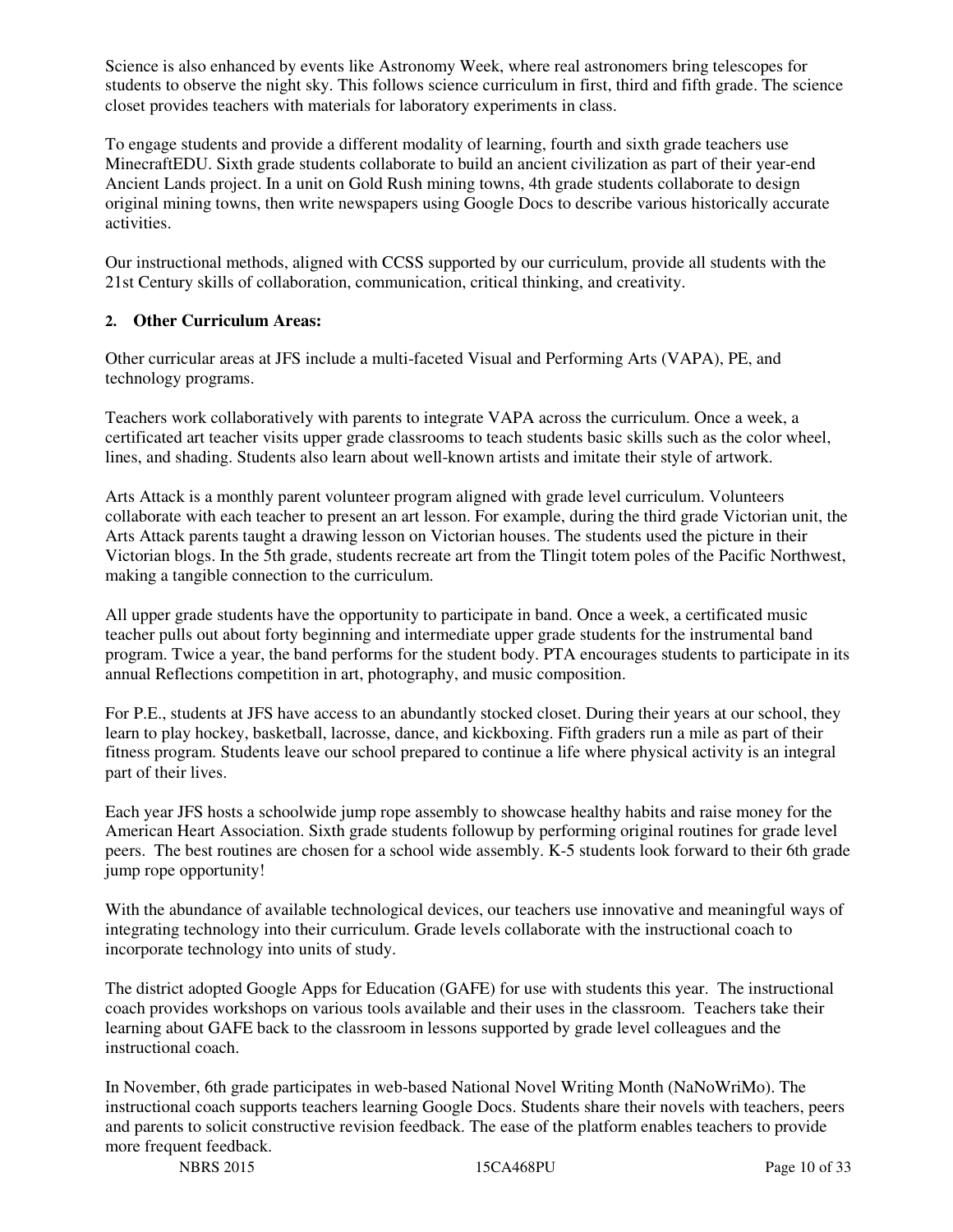Science is also enhanced by events like Astronomy Week, where real astronomers bring telescopes for students to observe the night sky. This follows science curriculum in first, third and fifth grade. The science closet provides teachers with materials for laboratory experiments in class.

To engage students and provide a different modality of learning, fourth and sixth grade teachers use MinecraftEDU. Sixth grade students collaborate to build an ancient civilization as part of their year-end Ancient Lands project. In a unit on Gold Rush mining towns, 4th grade students collaborate to design original mining towns, then write newspapers using Google Docs to describe various historically accurate activities.

Our instructional methods, aligned with CCSS supported by our curriculum, provide all students with the 21st Century skills of collaboration, communication, critical thinking, and creativity.

**2. Other Curriculum Areas:**

Other curricular areas at JFS include a multi-faceted Visual and Performing Arts (VAPA), PE, and technology programs.

Teachers work collaboratively with parents to integrate VAPA across the curriculum. Once a week, a certificated art teacher visits upper grade classrooms to teach students basic skills such as the color wheel, lines, and shading. Students also learn about well-known artists and imitate their style of artwork.

Arts Attack is a monthly parent volunteer program aligned with grade level curriculum. Volunteers collaborate with each teacher to present an art lesson. For example, during the third grade Victorian unit, the Arts Attack parents taught a drawing lesson on Victorian houses. The students used the picture in their Victorian blogs. In the 5th grade, students recreate art from the Tlingit totem poles of the Pacific Northwest, making a tangible connection to the curriculum.

All upper grade students have the opportunity to participate in band. Once a week, a certificated music teacher pulls out about forty beginning and intermediate upper grade students for the instrumental band program. Twice a year, the band performs for the student body. PTA encourages students to participate in its annual Reflections competition in art, photography, and music composition.

For P.E., students at JFS have access to an abundantly stocked closet. During their years at our school, they learn to play hockey, basketball, lacrosse, dance, and kickboxing. Fifth graders run a mile as part of their fitness program. Students leave our school prepared to continue a life where physical activity is an integral part of their lives.

Each year JFS hosts a schoolwide jump rope assembly to showcase healthy habits and raise money for the American Heart Association. Sixth grade students followup by performing original routines for grade level peers. The best routines are chosen for a school wide assembly. K-5 students look forward to their 6th grade jump rope opportunity!

With the abundance of available technological devices, our teachers use innovative and meaningful ways of integrating technology into their curriculum. Grade levels collaborate with the instructional coach to incorporate technology into units of study.

The district adopted Google Apps for Education (GAFE) for use with students this year. The instructional coach provides workshops on various tools available and their uses in the classroom. Teachers take their learning about GAFE back to the classroom in lessons supported by grade level colleagues and the instructional coach.

In November, 6th grade participates in web-based National Novel Writing Month (NaNoWriMo). The instructional coach supports teachers learning Google Docs. Students share their novels with teachers, peers and parents to solicit constructive revision feedback. The ease of the platform enables teachers to provide more frequent feedback.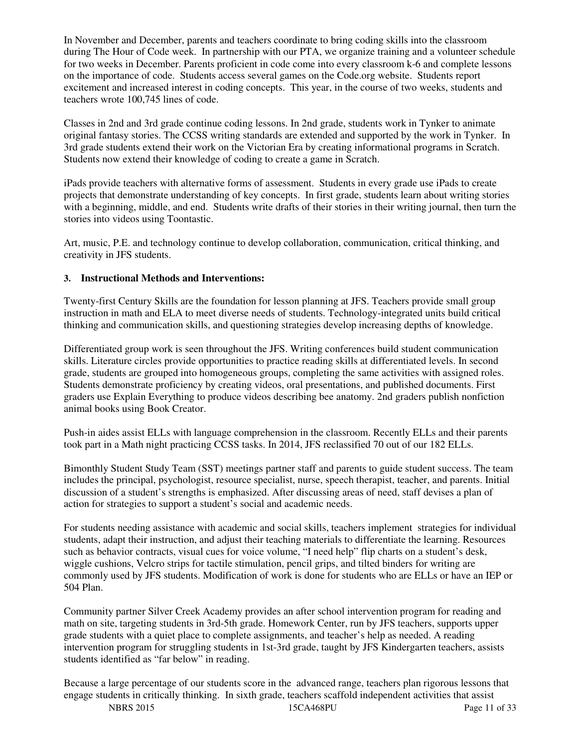In November and December, parents and teachers coordinate to bring coding skills into the classroom during The Hour of Code week. In partnership with our PTA, we organize training and a volunteer schedule for two weeks in December. Parents proficient in code come into every classroom k-6 and complete lessons on the importance of code. Students access several games on the Code.org website. Students report excitement and increased interest in coding concepts. This year, in the course of two weeks, students and teachers wrote 100,745 lines of code.

Classes in 2nd and 3rd grade continue coding lessons. In 2nd grade, students work in Tynker to animate original fantasy stories. The CCSS writing standards are extended and supported by the work in Tynker. In 3rd grade students extend their work on the Victorian Era by creating informational programs in Scratch. Students now extend their knowledge of coding to create a game in Scratch.

iPads provide teachers with alternative forms of assessment. Students in every grade use iPads to create projects that demonstrate understanding of key concepts. In first grade, students learn about writing stories with a beginning, middle, and end. Students write drafts of their stories in their writing journal, then turn the stories into videos using Toontastic.

Art, music, P.E. and technology continue to develop collaboration, communication, critical thinking, and creativity in JFS students.

### 3. Instructional Methods and Interventions:

Twenty-first Century Skills are the foundation for lesson planning at JFS. Teachers provide small group instruction in math and ELA to meet diverse needs of students. Technology-integrated units build critical thinking and communication skills, and questioning strategies develop increasing depths of knowledge.

Differentiated group work is seen throughout the JFS. Writing conferences build student communication skills. Literature circles provide opportunities to practice reading skills at differentiated levels. In second grade, students are grouped into homogeneous groups, completing the same activities with assigned roles. Students demonstrate proficiency by creating videos, oral presentations, and published documents. First graders use Explain Everything to produce videos describing bee anatomy. 2nd graders publish nonfiction animal books using Book Creator.

Push-in aides assist ELLs with language comprehension in the classroom. Recently ELLs and their parents took part in a Math night practicing CCSS tasks. In 2014, JFS reclassified 70 out of our 182 ELLs.

Bimonthly Student Study Team (SST) meetings partner staff and parents to guide student success. The team includes the principal, psychologist, resource specialist, nurse, speech therapist, teacher, and parents. Initial discussion of a student's strengths is emphasized. After discussing areas of need, staff devises a plan of action for strategies to support a student's social and academic needs.

For students needing assistance with academic and social skills, teachers implement strategies for individual students, adapt their instruction, and adjust their teaching materials to differentiate the learning. Resources such as behavior contracts, visual cues for voice volume, "I need help" flip charts on a student's desk, wiggle cushions, Velcro strips for tactile stimulation, pencil grips, and tilted binders for writing are commonly used by JFS students. Modification of work is done for students who are ELLs or have an IEP or 504 Plan.

Community partner Silver Creek Academy provides an after school intervention program for reading and math on site, targeting students in 3rd-5th grade. Homework Center, run by JFS teachers, supports upper grade students with a quiet place to complete assignments, and teacher's help as needed. A reading intervention program for struggling students in 1st-3rd grade, taught by JFS Kindergarten teachers, assists students identified as "far below" in reading.

Because a large percentage of our students score in the advanced range, teachers plan rigorous lessons that engage students in critically thinking. In sixth grade, teachers scaffold independent activities that assist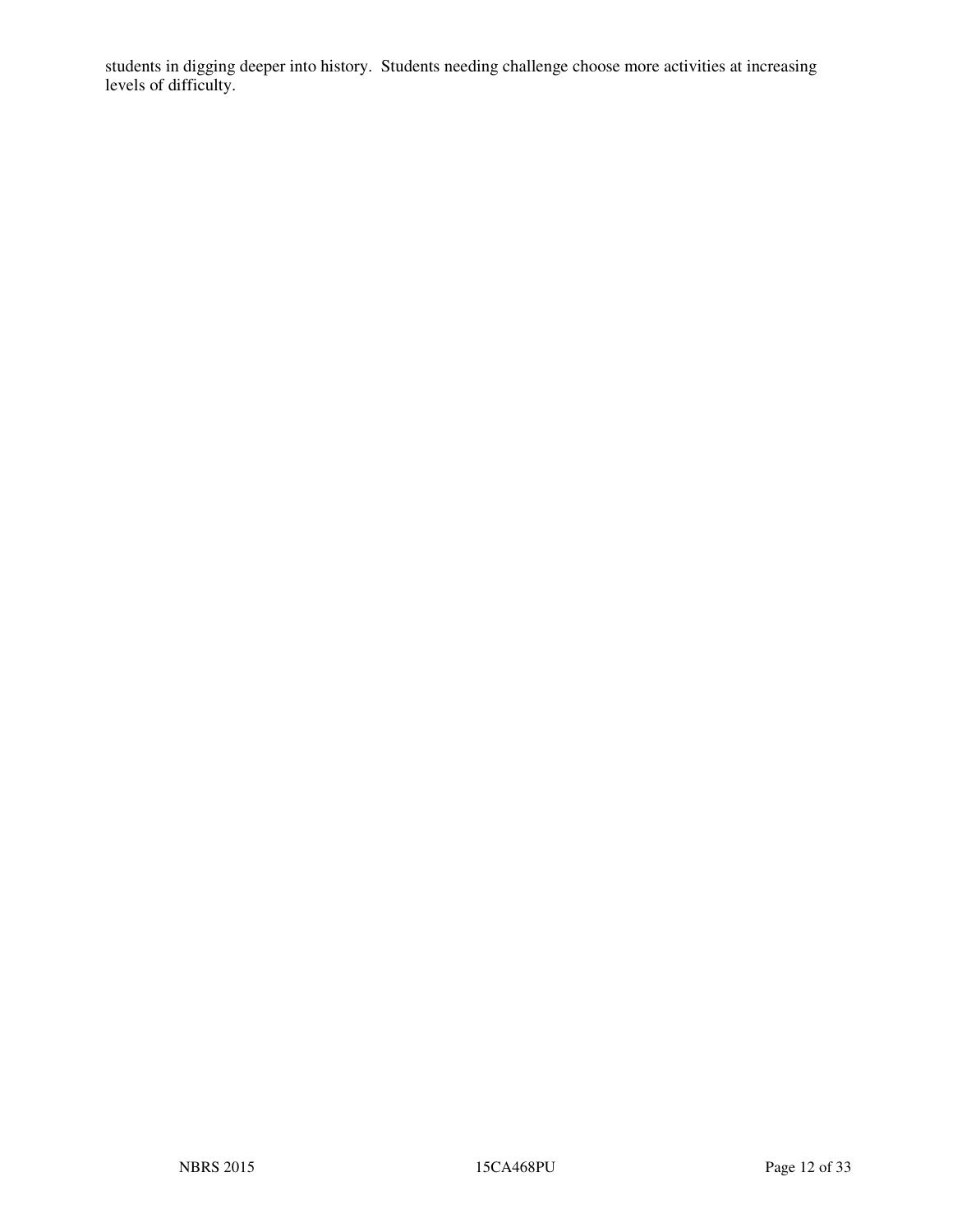students in digging deeper into history.  Students needing challenge choose more activities at increasing levels of difficulty.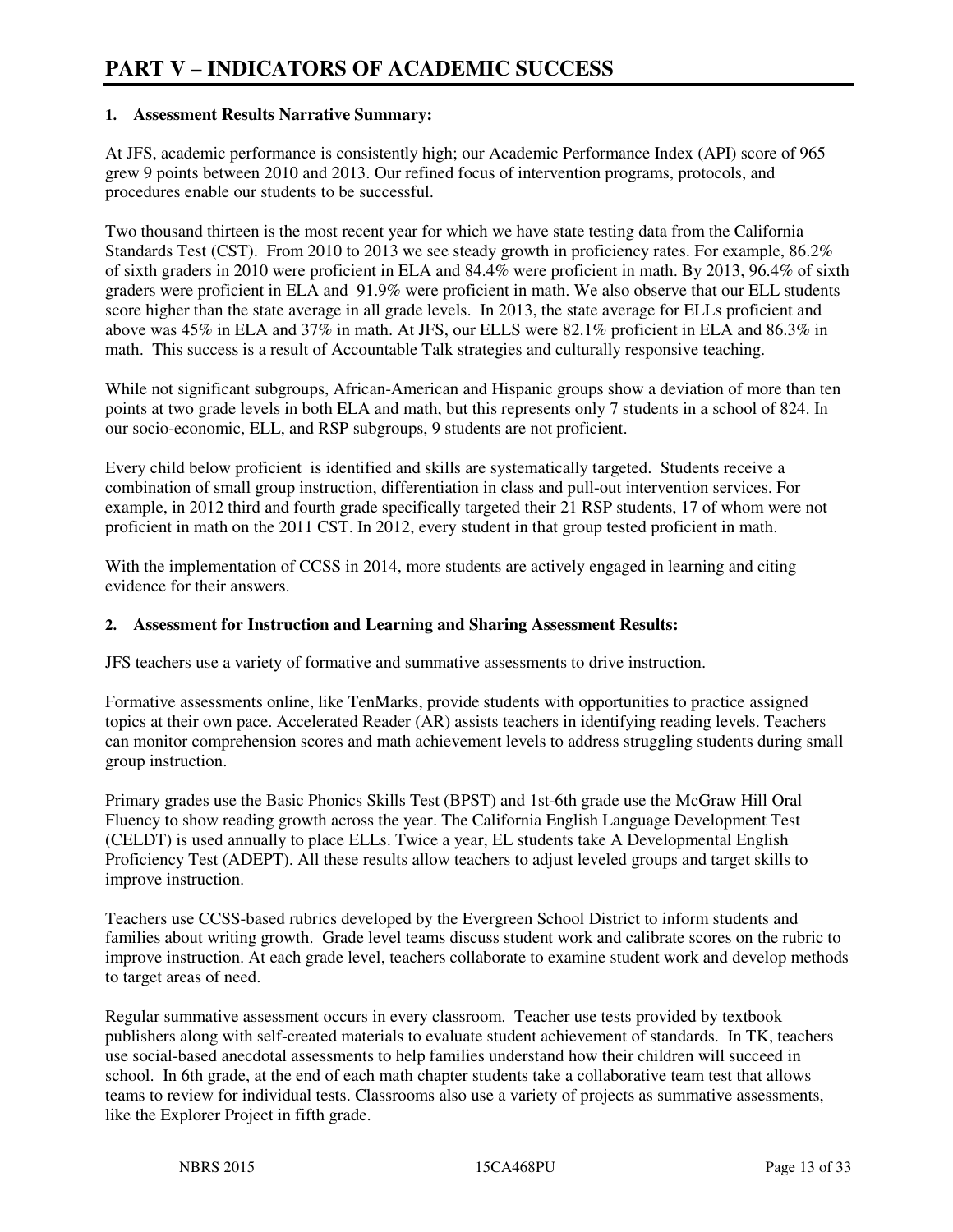# PART V – INDICATORS OF ACADEMIC SUCCESS

**1. Assessment Results Narrative Summary:**

At JFS, academic performance is consistently high; our Academic Performance Index (API) score of 965 grew 9 points between 2010 and 2013. Our refined focus of intervention programs, protocols, and procedures enable our students to be successful.

Two thousand thirteen is the most recent year for which we have state testing data from the California Standards Test (CST). From 2010 to 2013 we see steady growth in proficiency rates. For example, 86.2% of sixth graders in 2010 were proficient in ELA and 84.4% were proficient in math. By 2013, 96.4% of sixth graders were proficient in ELA and 91.9% were proficient in math. We also observe that our ELL students score higher than the state average in all grade levels. In 2013, the state average for ELLs proficient and above was 45% in ELA and 37% in math. At JFS, our ELLS were 82.1% proficient in ELA and 86.3% in math. This success is a result of Accountable Talk strategies and culturally responsive teaching.

While not significant subgroups, African-American and Hispanic groups show a deviation of more than ten points at two grade levels in both ELA and math, but this represents only 7 students in a school of 824. In our socio-economic, ELL, and RSP subgroups, 9 students are not proficient.

Every child below proficient is identified and skills are systematically targeted. Students receive a combination of small group instruction, differentiation in class and pull-out intervention services. For example, in 2012 third and fourth grade specifically targeted their 21 RSP students, 17 of whom were not proficient in math on the 2011 CST. In 2012, every student in that group tested proficient in math.

With the implementation of CCSS in 2014, more students are actively engaged in learning and citing evidence for their answers.

**2. Assessment for Instruction and Learning and Sharing Assessment Results:**

JFS teachers use a variety of formative and summative assessments to drive instruction.

Formative assessments online, like TenMarks, provide students with opportunities to practice assigned topics at their own pace. Accelerated Reader (AR) assists teachers in identifying reading levels. Teachers can monitor comprehension scores and math achievement levels to address struggling students during small group instruction.

Primary grades use the Basic Phonics Skills Test (BPST) and 1st-6th grade use the McGraw Hill Oral Fluency to show reading growth across the year. The California English Language Development Test (CELDT) is used annually to place ELLs. Twice a year, EL students take A Developmental English Proficiency Test (ADEPT). All these results allow teachers to adjust leveled groups and target skills to improve instruction.

Teachers use CCSS-based rubrics developed by the Evergreen School District to inform students and families about writing growth. Grade level teams discuss student work and calibrate scores on the rubric to improve instruction. At each grade level, teachers collaborate to examine student work and develop methods to target areas of need.

Regular summative assessment occurs in every classroom. Teacher use tests provided by textbook publishers along with self-created materials to evaluate student achievement of standards. In TK, teachers use social-based anecdotal assessments to help families understand how their children will succeed in school. In 6th grade, at the end of each math chapter students take a collaborative team test that allows teams to review for individual tests. Classrooms also use a variety of projects as summative assessments, like the Explorer Project in fifth grade.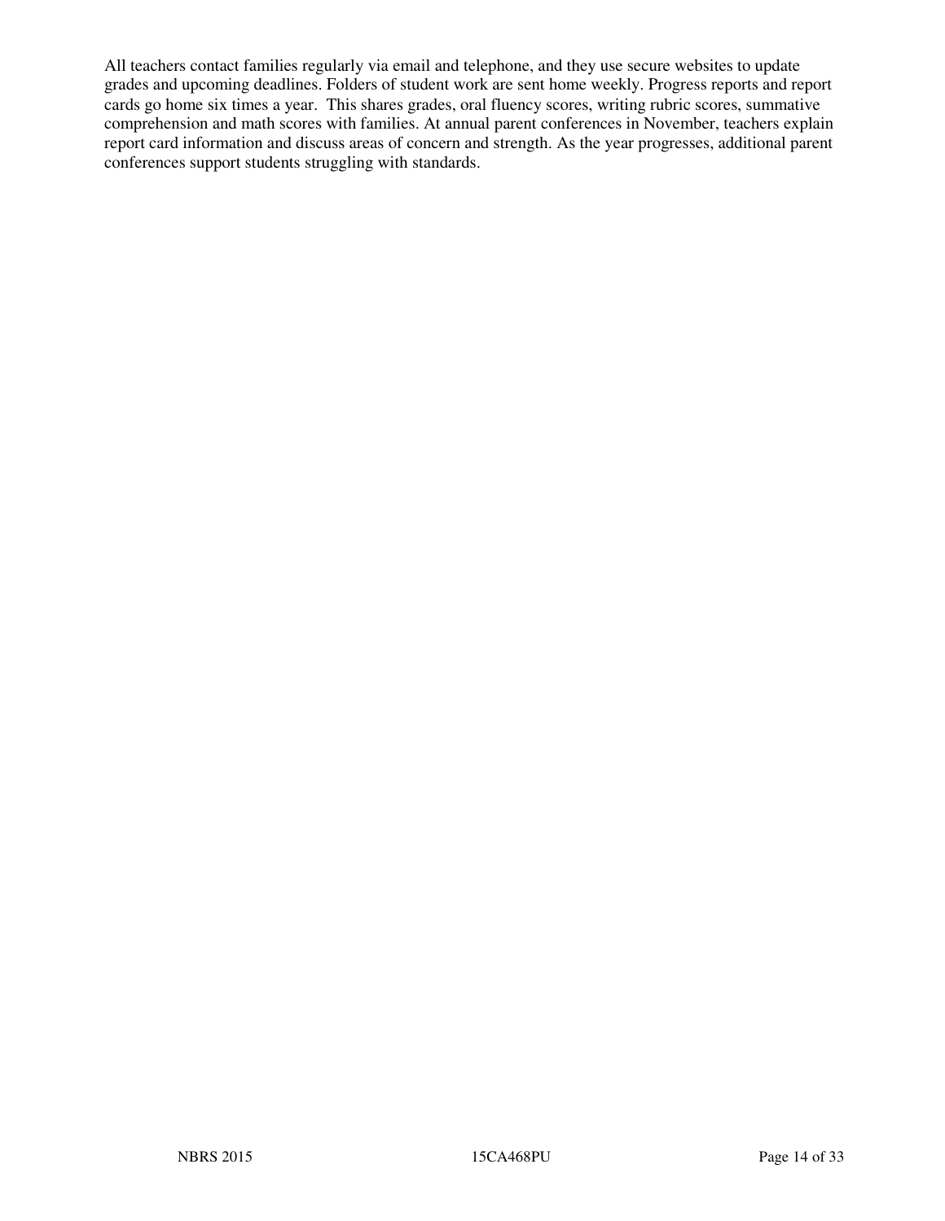All teachers contact families regularly via email and telephone, and they use secure websites to update grades and upcoming deadlines. Folders of student work are sent home weekly. Progress reports and report cards go home six times a year. This shares grades, oral fluency scores, writing rubric scores, summative comprehension and math scores with families. At annual parent conferences in November, teachers explain report card information and discuss areas of concern and strength. As the year progresses, additional parent conferences support students struggling with standards.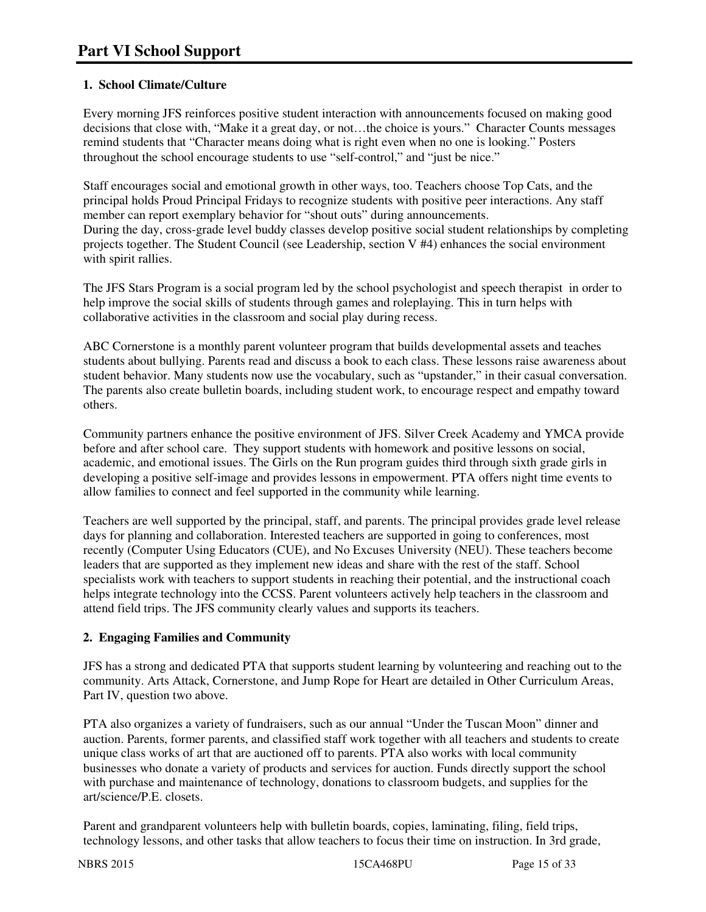# Part VI School Support

### 1. School Climate/Culture

Every morning JFS reinforces positive student interaction with announcements focused on making good decisions that close with, "Make it a great day, or not…the choice is yours." Character Counts messages remind students that "Character means doing what is right even when no one is looking." Posters throughout the school encourage students to use "self-control," and "just be nice."

Staff encourages social and emotional growth in other ways, too. Teachers choose Top Cats, and the principal holds Proud Principal Fridays to recognize students with positive peer interactions. Any staff member can report exemplary behavior for "shout outs" during announcements.
During the day, cross-grade level buddy classes develop positive social student relationships by completing projects together. The Student Council (see Leadership, section V #4) enhances the social environment with spirit rallies.

The JFS Stars Program is a social program led by the school psychologist and speech therapist in order to help improve the social skills of students through games and roleplaying. This in turn helps with collaborative activities in the classroom and social play during recess.

ABC Cornerstone is a monthly parent volunteer program that builds developmental assets and teaches students about bullying. Parents read and discuss a book to each class. These lessons raise awareness about student behavior. Many students now use the vocabulary, such as "upstander," in their casual conversation. The parents also create bulletin boards, including student work, to encourage respect and empathy toward others.

Community partners enhance the positive environment of JFS. Silver Creek Academy and YMCA provide before and after school care. They support students with homework and positive lessons on social, academic, and emotional issues. The Girls on the Run program guides third through sixth grade girls in developing a positive self-image and provides lessons in empowerment. PTA offers night time events to allow families to connect and feel supported in the community while learning.

Teachers are well supported by the principal, staff, and parents. The principal provides grade level release days for planning and collaboration. Interested teachers are supported in going to conferences, most recently (Computer Using Educators (CUE), and No Excuses University (NEU). These teachers become leaders that are supported as they implement new ideas and share with the rest of the staff. School specialists work with teachers to support students in reaching their potential, and the instructional coach helps integrate technology into the CCSS. Parent volunteers actively help teachers in the classroom and attend field trips. The JFS community clearly values and supports its teachers.

### 2. Engaging Families and Community

JFS has a strong and dedicated PTA that supports student learning by volunteering and reaching out to the community. Arts Attack, Cornerstone, and Jump Rope for Heart are detailed in Other Curriculum Areas, Part IV, question two above.

PTA also organizes a variety of fundraisers, such as our annual "Under the Tuscan Moon" dinner and auction. Parents, former parents, and classified staff work together with all teachers and students to create unique class works of art that are auctioned off to parents. PTA also works with local community businesses who donate a variety of products and services for auction. Funds directly support the school with purchase and maintenance of technology, donations to classroom budgets, and supplies for the art/science/P.E. closets.

Parent and grandparent volunteers help with bulletin boards, copies, laminating, filing, field trips, technology lessons, and other tasks that allow teachers to focus their time on instruction. In 3rd grade,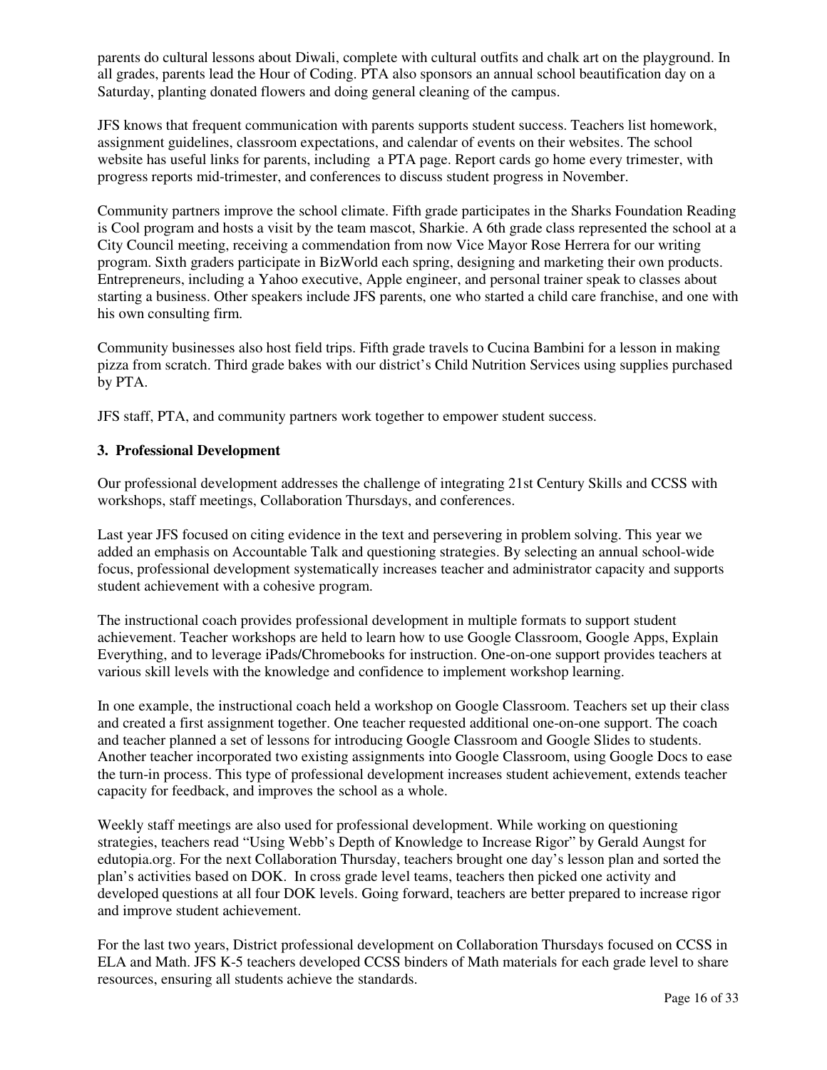parents do cultural lessons about Diwali, complete with cultural outfits and chalk art on the playground. In all grades, parents lead the Hour of Coding. PTA also sponsors an annual school beautification day on a Saturday, planting donated flowers and doing general cleaning of the campus.

JFS knows that frequent communication with parents supports student success. Teachers list homework, assignment guidelines, classroom expectations, and calendar of events on their websites. The school website has useful links for parents, including a PTA page. Report cards go home every trimester, with progress reports mid-trimester, and conferences to discuss student progress in November.

Community partners improve the school climate. Fifth grade participates in the Sharks Foundation Reading is Cool program and hosts a visit by the team mascot, Sharkie. A 6th grade class represented the school at a City Council meeting, receiving a commendation from now Vice Mayor Rose Herrera for our writing program. Sixth graders participate in BizWorld each spring, designing and marketing their own products. Entrepreneurs, including a Yahoo executive, Apple engineer, and personal trainer speak to classes about starting a business. Other speakers include JFS parents, one who started a child care franchise, and one with his own consulting firm.

Community businesses also host field trips. Fifth grade travels to Cucina Bambini for a lesson in making pizza from scratch. Third grade bakes with our district's Child Nutrition Services using supplies purchased by PTA.

JFS staff, PTA, and community partners work together to empower student success.

### 3. Professional Development

Our professional development addresses the challenge of integrating 21st Century Skills and CCSS with workshops, staff meetings, Collaboration Thursdays, and conferences.

Last year JFS focused on citing evidence in the text and persevering in problem solving. This year we added an emphasis on Accountable Talk and questioning strategies. By selecting an annual school-wide focus, professional development systematically increases teacher and administrator capacity and supports student achievement with a cohesive program.

The instructional coach provides professional development in multiple formats to support student achievement. Teacher workshops are held to learn how to use Google Classroom, Google Apps, Explain Everything, and to leverage iPads/Chromebooks for instruction. One-on-one support provides teachers at various skill levels with the knowledge and confidence to implement workshop learning.

In one example, the instructional coach held a workshop on Google Classroom. Teachers set up their class and created a first assignment together. One teacher requested additional one-on-one support. The coach and teacher planned a set of lessons for introducing Google Classroom and Google Slides to students. Another teacher incorporated two existing assignments into Google Classroom, using Google Docs to ease the turn-in process. This type of professional development increases student achievement, extends teacher capacity for feedback, and improves the school as a whole.

Weekly staff meetings are also used for professional development. While working on questioning strategies, teachers read "Using Webb's Depth of Knowledge to Increase Rigor" by Gerald Aungst for edutopia.org. For the next Collaboration Thursday, teachers brought one day's lesson plan and sorted the plan's activities based on DOK. In cross grade level teams, teachers then picked one activity and developed questions at all four DOK levels. Going forward, teachers are better prepared to increase rigor and improve student achievement.

For the last two years, District professional development on Collaboration Thursdays focused on CCSS in ELA and Math. JFS K-5 teachers developed CCSS binders of Math materials for each grade level to share resources, ensuring all students achieve the standards.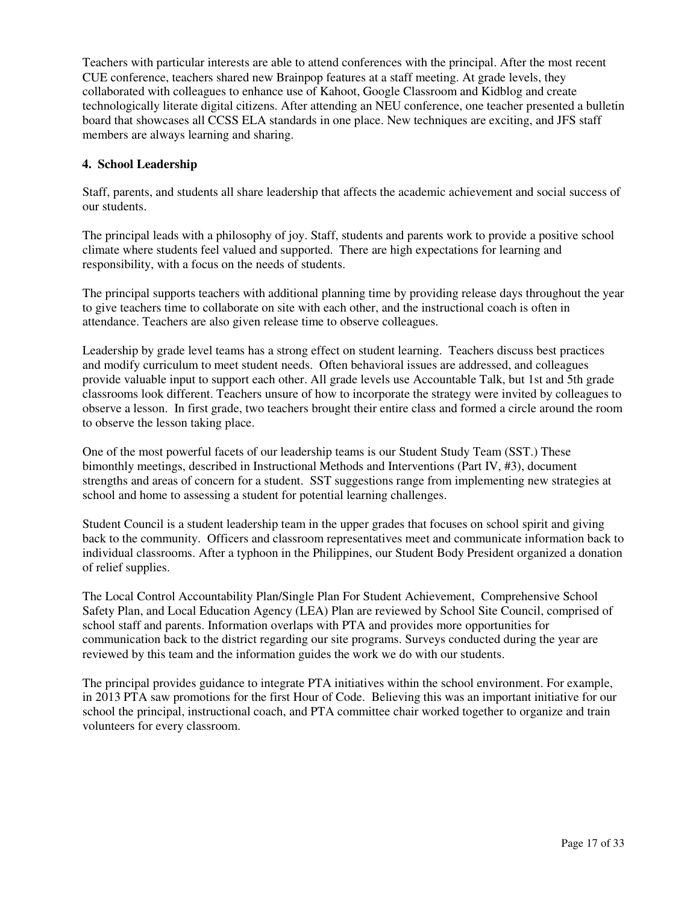Teachers with particular interests are able to attend conferences with the principal. After the most recent CUE conference, teachers shared new Brainpop features at a staff meeting. At grade levels, they collaborated with colleagues to enhance use of Kahoot, Google Classroom and Kidblog and create technologically literate digital citizens. After attending an NEU conference, one teacher presented a bulletin board that showcases all CCSS ELA standards in one place. New techniques are exciting, and JFS staff members are always learning and sharing.

**4. School Leadership**

Staff, parents, and students all share leadership that affects the academic achievement and social success of our students.

The principal leads with a philosophy of joy. Staff, students and parents work to provide a positive school climate where students feel valued and supported. There are high expectations for learning and responsibility, with a focus on the needs of students.

The principal supports teachers with additional planning time by providing release days throughout the year to give teachers time to collaborate on site with each other, and the instructional coach is often in attendance. Teachers are also given release time to observe colleagues.

Leadership by grade level teams has a strong effect on student learning. Teachers discuss best practices and modify curriculum to meet student needs. Often behavioral issues are addressed, and colleagues provide valuable input to support each other. All grade levels use Accountable Talk, but 1st and 5th grade classrooms look different. Teachers unsure of how to incorporate the strategy were invited by colleagues to observe a lesson. In first grade, two teachers brought their entire class and formed a circle around the room to observe the lesson taking place.

One of the most powerful facets of our leadership teams is our Student Study Team (SST.) These bimonthly meetings, described in Instructional Methods and Interventions (Part IV, #3), document strengths and areas of concern for a student. SST suggestions range from implementing new strategies at school and home to assessing a student for potential learning challenges.

Student Council is a student leadership team in the upper grades that focuses on school spirit and giving back to the community. Officers and classroom representatives meet and communicate information back to individual classrooms. After a typhoon in the Philippines, our Student Body President organized a donation of relief supplies.

The Local Control Accountability Plan/Single Plan For Student Achievement, Comprehensive School Safety Plan, and Local Education Agency (LEA) Plan are reviewed by School Site Council, comprised of school staff and parents. Information overlaps with PTA and provides more opportunities for communication back to the district regarding our site programs. Surveys conducted during the year are reviewed by this team and the information guides the work we do with our students.

The principal provides guidance to integrate PTA initiatives within the school environment. For example, in 2013 PTA saw promotions for the first Hour of Code. Believing this was an important initiative for our school the principal, instructional coach, and PTA committee chair worked together to organize and train volunteers for every classroom.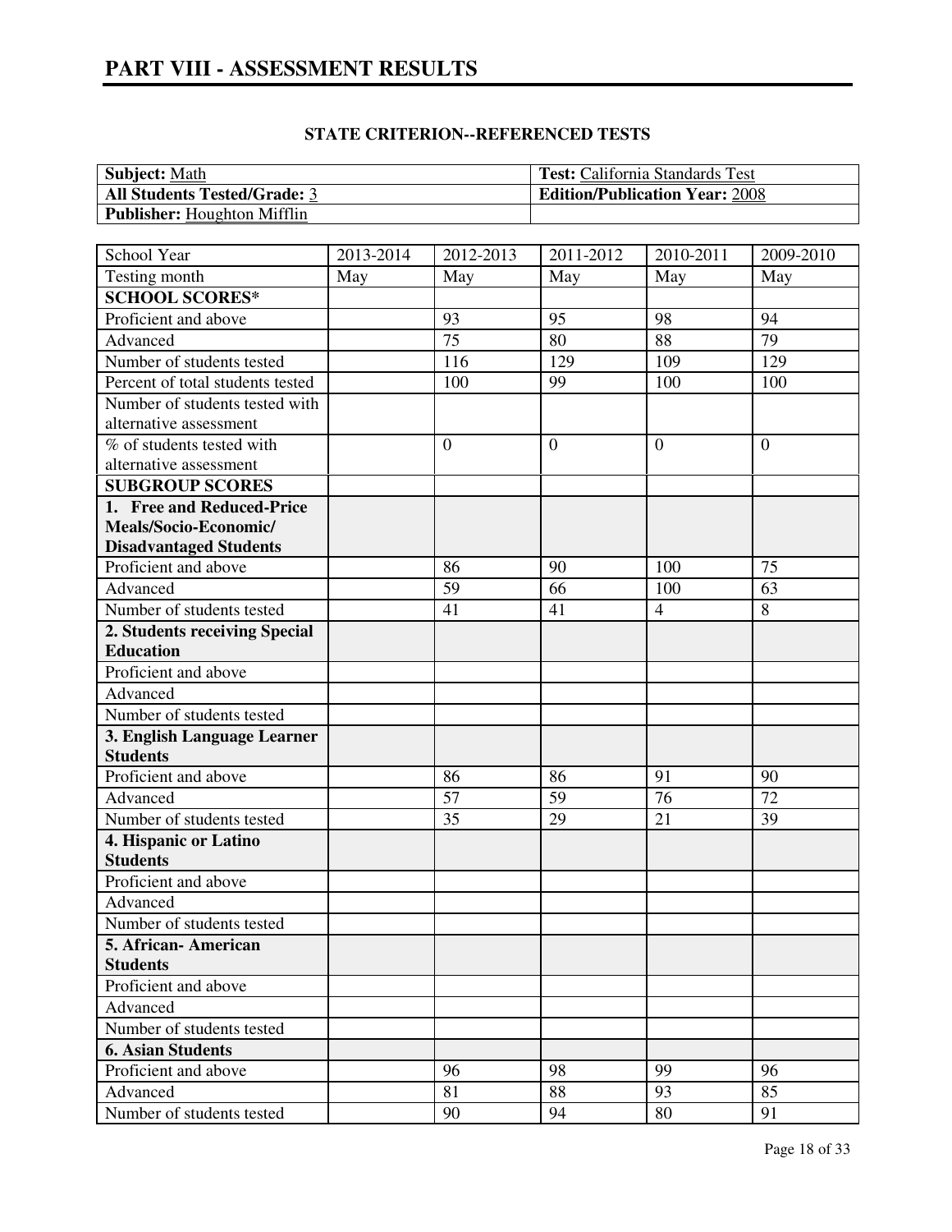# PART VIII - ASSESSMENT RESULTS

## STATE CRITERION--REFERENCED TESTS

| **Subject:** Math | **Test:** California Standards Test |
|---|---|
| **All Students Tested/Grade:** 3 | **Edition/Publication Year:** 2008 |
| **Publisher:** Houghton Mifflin | |

| School Year | 2013-2014 | 2012-2013 | 2011-2012 | 2010-2011 | 2009-2010 |
|---|---|---|---|---|---|
| Testing month | May | May | May | May | May |
| **SCHOOL SCORES*** | | | | | |
| Proficient and above | | 93 | 95 | 98 | 94 |
| Advanced | | 75 | 80 | 88 | 79 |
| Number of students tested | | 116 | 129 | 109 | 129 |
| Percent of total students tested | | 100 | 99 | 100 | 100 |
| Number of students tested with alternative assessment | | | | | |
| % of students tested with alternative assessment | | 0 | 0 | 0 | 0 |
| **SUBGROUP SCORES** | | | | | |
| **1. Free and Reduced-Price Meals/Socio-Economic/ Disadvantaged Students** | | | | | |
| Proficient and above | | 86 | 90 | 100 | 75 |
| Advanced | | 59 | 66 | 100 | 63 |
| Number of students tested | | 41 | 41 | 4 | 8 |
| **2. Students receiving Special Education** | | | | | |
| Proficient and above | | | | | |
| Advanced | | | | | |
| Number of students tested | | | | | |
| **3. English Language Learner Students** | | | | | |
| Proficient and above | | 86 | 86 | 91 | 90 |
| Advanced | | 57 | 59 | 76 | 72 |
| Number of students tested | | 35 | 29 | 21 | 39 |
| **4. Hispanic or Latino Students** | | | | | |
| Proficient and above | | | | | |
| Advanced | | | | | |
| Number of students tested | | | | | |
| **5. African- American Students** | | | | | |
| Proficient and above | | | | | |
| Advanced | | | | | |
| Number of students tested | | | | | |
| **6. Asian Students** | | | | | |
| Proficient and above | | 96 | 98 | 99 | 96 |
| Advanced | | 81 | 88 | 93 | 85 |
| Number of students tested | | 90 | 94 | 80 | 91 |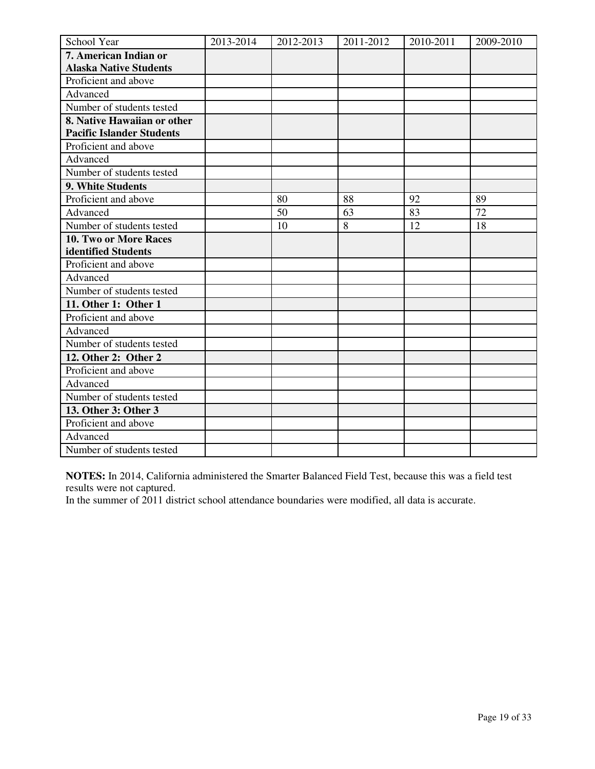| School Year | 2013-2014 | 2012-2013 | 2011-2012 | 2010-2011 | 2009-2010 |
| --- | --- | --- | --- | --- | --- |
| **7. American Indian or Alaska Native Students** | | | | | |
| Proficient and above | | | | | |
| Advanced | | | | | |
| Number of students tested | | | | | |
| **8. Native Hawaiian or other Pacific Islander Students** | | | | | |
| Proficient and above | | | | | |
| Advanced | | | | | |
| Number of students tested | | | | | |
| **9. White Students** | | | | | |
| Proficient and above | | 80 | 88 | 92 | 89 |
| Advanced | | 50 | 63 | 83 | 72 |
| Number of students tested | | 10 | 8 | 12 | 18 |
| **10. Two or More Races identified Students** | | | | | |
| Proficient and above | | | | | |
| Advanced | | | | | |
| Number of students tested | | | | | |
| **11. Other 1: Other 1** | | | | | |
| Proficient and above | | | | | |
| Advanced | | | | | |
| Number of students tested | | | | | |
| **12. Other 2: Other 2** | | | | | |
| Proficient and above | | | | | |
| Advanced | | | | | |
| Number of students tested | | | | | |
| **13. Other 3: Other 3** | | | | | |
| Proficient and above | | | | | |
| Advanced | | | | | |
| Number of students tested | | | | | |

**NOTES:** In 2014, California administered the Smarter Balanced Field Test, because this was a field test results were not captured.
In the summer of 2011 district school attendance boundaries were modified, all data is accurate.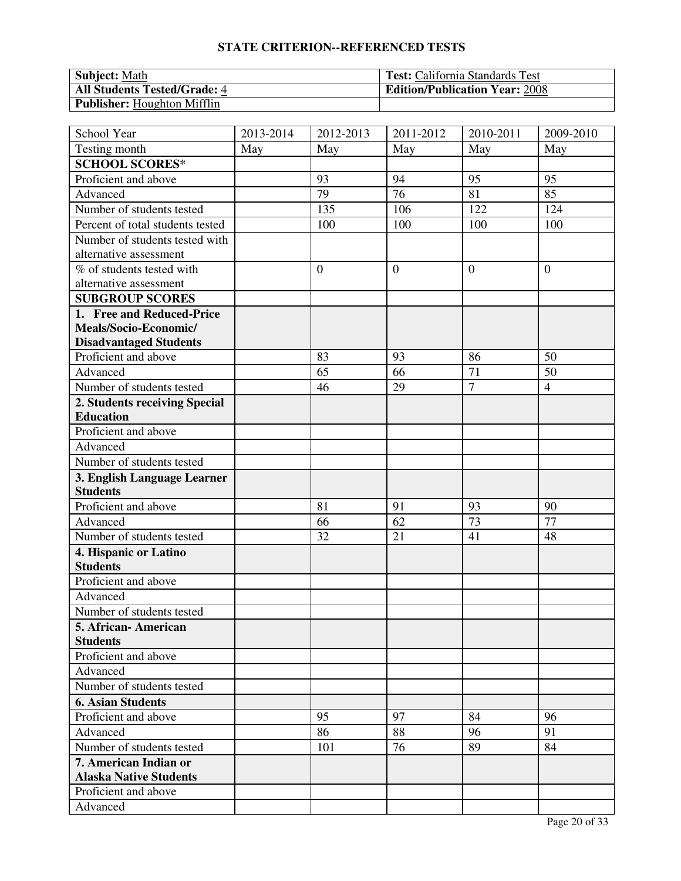## STATE CRITERION--REFERENCED TESTS

| **Subject:** Math | **Test:** California Standards Test |
|---|---|
| **All Students Tested/Grade:** 4 | **Edition/Publication Year:** 2008 |
| **Publisher:** Houghton Mifflin | |

| School Year | 2013-2014 | 2012-2013 | 2011-2012 | 2010-2011 | 2009-2010 |
|---|---|---|---|---|---|
| Testing month | May | May | May | May | May |
| **SCHOOL SCORES*** | | | | | |
| Proficient and above | | 93 | 94 | 95 | 95 |
| Advanced | | 79 | 76 | 81 | 85 |
| Number of students tested | | 135 | 106 | 122 | 124 |
| Percent of total students tested | | 100 | 100 | 100 | 100 |
| Number of students tested with alternative assessment | | | | | |
| % of students tested with alternative assessment | | 0 | 0 | 0 | 0 |
| **SUBGROUP SCORES** | | | | | |
| **1. Free and Reduced-Price Meals/Socio-Economic/ Disadvantaged Students** | | | | | |
| Proficient and above | | 83 | 93 | 86 | 50 |
| Advanced | | 65 | 66 | 71 | 50 |
| Number of students tested | | 46 | 29 | 7 | 4 |
| **2. Students receiving Special Education** | | | | | |
| Proficient and above | | | | | |
| Advanced | | | | | |
| Number of students tested | | | | | |
| **3. English Language Learner Students** | | | | | |
| Proficient and above | | 81 | 91 | 93 | 90 |
| Advanced | | 66 | 62 | 73 | 77 |
| Number of students tested | | 32 | 21 | 41 | 48 |
| **4. Hispanic or Latino Students** | | | | | |
| Proficient and above | | | | | |
| Advanced | | | | | |
| Number of students tested | | | | | |
| **5. African- American Students** | | | | | |
| Proficient and above | | | | | |
| Advanced | | | | | |
| Number of students tested | | | | | |
| **6. Asian Students** | | | | | |
| Proficient and above | | 95 | 97 | 84 | 96 |
| Advanced | | 86 | 88 | 96 | 91 |
| Number of students tested | | 101 | 76 | 89 | 84 |
| **7. American Indian or Alaska Native Students** | | | | | |
| Proficient and above | | | | | |
| Advanced | | | | | |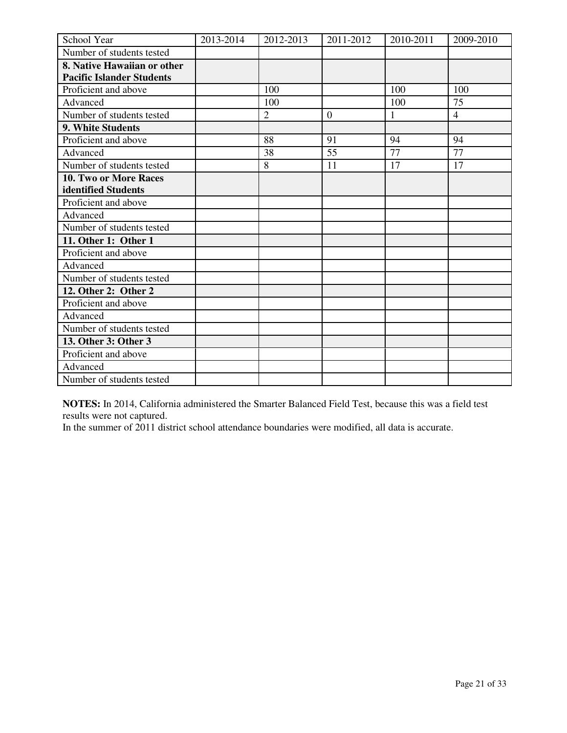| School Year | 2013-2014 | 2012-2013 | 2011-2012 | 2010-2011 | 2009-2010 |
| --- | --- | --- | --- | --- | --- |
| Number of students tested | | | | | |
| **8. Native Hawaiian or other Pacific Islander Students** | | | | | |
| Proficient and above | | 100 | | 100 | 100 |
| Advanced | | 100 | | 100 | 75 |
| Number of students tested | | 2 | 0 | 1 | 4 |
| **9. White Students** | | | | | |
| Proficient and above | | 88 | 91 | 94 | 94 |
| Advanced | | 38 | 55 | 77 | 77 |
| Number of students tested | | 8 | 11 | 17 | 17 |
| **10. Two or More Races identified Students** | | | | | |
| Proficient and above | | | | | |
| Advanced | | | | | |
| Number of students tested | | | | | |
| **11. Other 1: Other 1** | | | | | |
| Proficient and above | | | | | |
| Advanced | | | | | |
| Number of students tested | | | | | |
| **12. Other 2: Other 2** | | | | | |
| Proficient and above | | | | | |
| Advanced | | | | | |
| Number of students tested | | | | | |
| **13. Other 3: Other 3** | | | | | |
| Proficient and above | | | | | |
| Advanced | | | | | |
| Number of students tested | | | | | |

**NOTES:** In 2014, California administered the Smarter Balanced Field Test, because this was a field test results were not captured.
In the summer of 2011 district school attendance boundaries were modified, all data is accurate.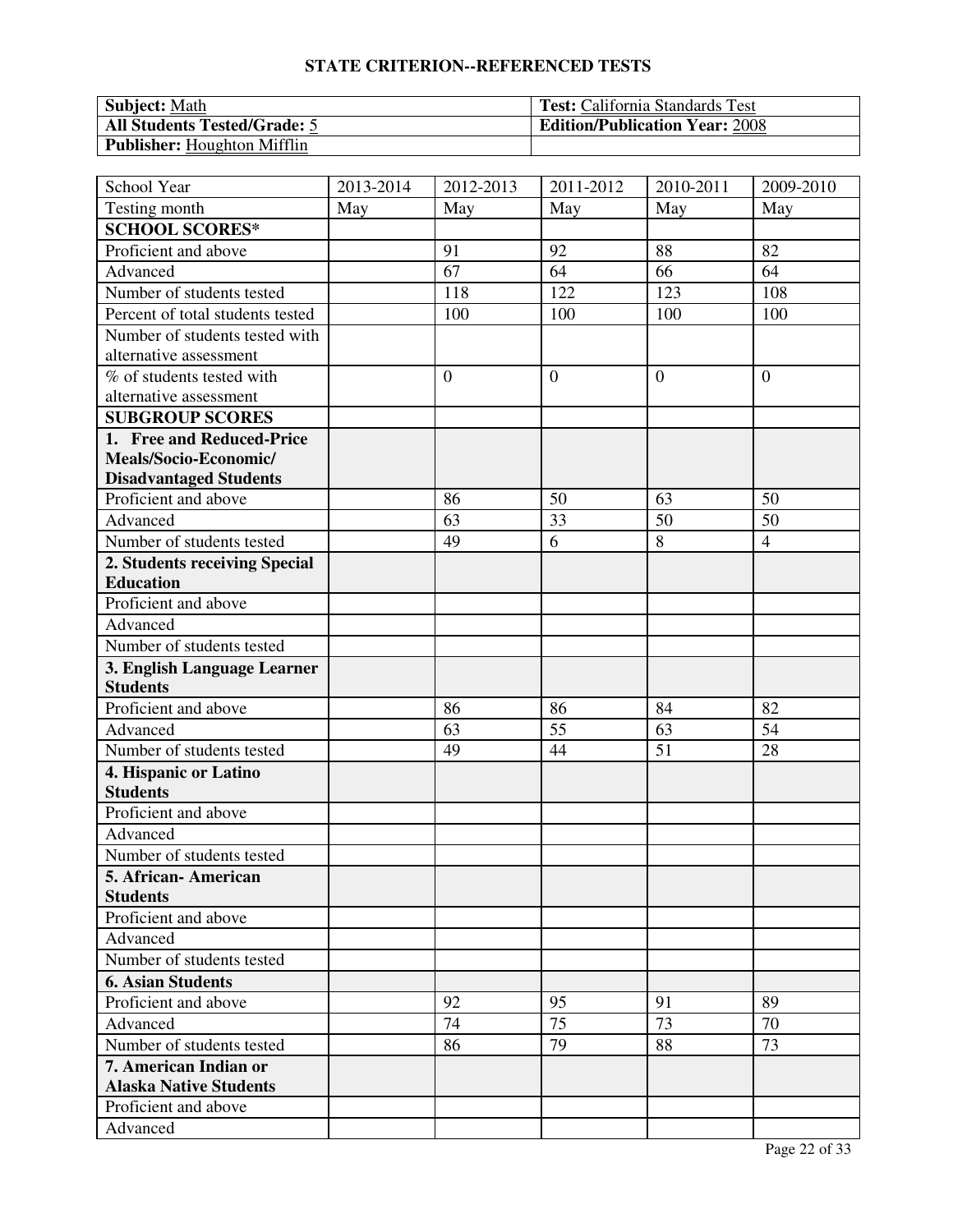## STATE CRITERION--REFERENCED TESTS

| **Subject:** Math | **Test:** California Standards Test |
|---|---|
| **All Students Tested/Grade:** 5 | **Edition/Publication Year:** 2008 |
| **Publisher:** Houghton Mifflin | |

| School Year | 2013-2014 | 2012-2013 | 2011-2012 | 2010-2011 | 2009-2010 |
|---|---|---|---|---|---|
| Testing month | May | May | May | May | May |
| **SCHOOL SCORES*** | | | | | |
| Proficient and above | | 91 | 92 | 88 | 82 |
| Advanced | | 67 | 64 | 66 | 64 |
| Number of students tested | | 118 | 122 | 123 | 108 |
| Percent of total students tested | | 100 | 100 | 100 | 100 |
| Number of students tested with alternative assessment | | | | | |
| % of students tested with alternative assessment | | 0 | 0 | 0 | 0 |
| **SUBGROUP SCORES** | | | | | |
| **1. Free and Reduced-Price Meals/Socio-Economic/ Disadvantaged Students** | | | | | |
| Proficient and above | | 86 | 50 | 63 | 50 |
| Advanced | | 63 | 33 | 50 | 50 |
| Number of students tested | | 49 | 6 | 8 | 4 |
| **2. Students receiving Special Education** | | | | | |
| Proficient and above | | | | | |
| Advanced | | | | | |
| Number of students tested | | | | | |
| **3. English Language Learner Students** | | | | | |
| Proficient and above | | 86 | 86 | 84 | 82 |
| Advanced | | 63 | 55 | 63 | 54 |
| Number of students tested | | 49 | 44 | 51 | 28 |
| **4. Hispanic or Latino Students** | | | | | |
| Proficient and above | | | | | |
| Advanced | | | | | |
| Number of students tested | | | | | |
| **5. African- American Students** | | | | | |
| Proficient and above | | | | | |
| Advanced | | | | | |
| Number of students tested | | | | | |
| **6. Asian Students** | | | | | |
| Proficient and above | | 92 | 95 | 91 | 89 |
| Advanced | | 74 | 75 | 73 | 70 |
| Number of students tested | | 86 | 79 | 88 | 73 |
| **7. American Indian or Alaska Native Students** | | | | | |
| Proficient and above | | | | | |
| Advanced | | | | | |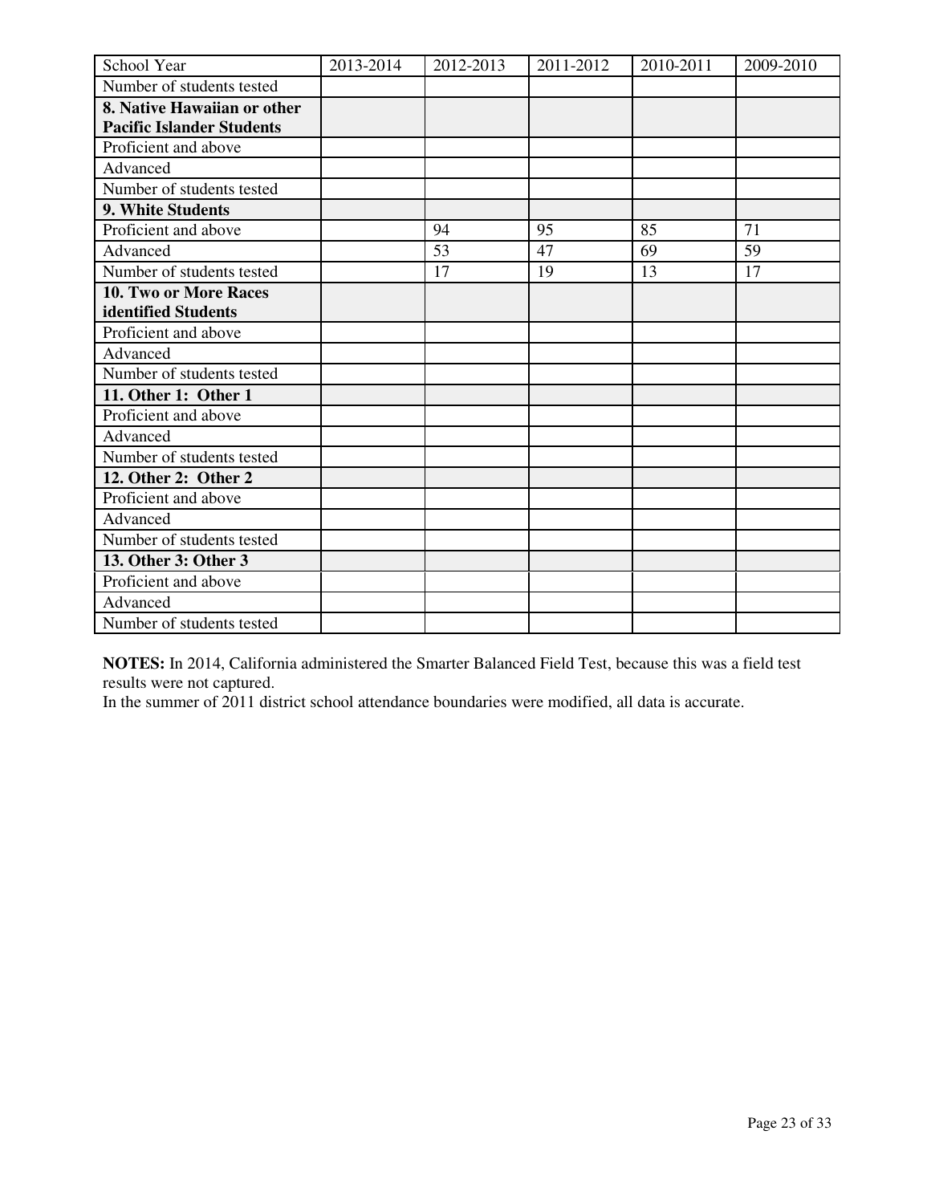| School Year | 2013-2014 | 2012-2013 | 2011-2012 | 2010-2011 | 2009-2010 |
| --- | --- | --- | --- | --- | --- |
| Number of students tested | | | | | |
| **8. Native Hawaiian or other Pacific Islander Students** | | | | | |
| Proficient and above | | | | | |
| Advanced | | | | | |
| Number of students tested | | | | | |
| **9. White Students** | | | | | |
| Proficient and above | | 94 | 95 | 85 | 71 |
| Advanced | | 53 | 47 | 69 | 59 |
| Number of students tested | | 17 | 19 | 13 | 17 |
| **10. Two or More Races identified Students** | | | | | |
| Proficient and above | | | | | |
| Advanced | | | | | |
| Number of students tested | | | | | |
| **11. Other 1: Other 1** | | | | | |
| Proficient and above | | | | | |
| Advanced | | | | | |
| Number of students tested | | | | | |
| **12. Other 2: Other 2** | | | | | |
| Proficient and above | | | | | |
| Advanced | | | | | |
| Number of students tested | | | | | |
| **13. Other 3: Other 3** | | | | | |
| Proficient and above | | | | | |
| Advanced | | | | | |
| Number of students tested | | | | | |

**NOTES:** In 2014, California administered the Smarter Balanced Field Test, because this was a field test results were not captured.
In the summer of 2011 district school attendance boundaries were modified, all data is accurate.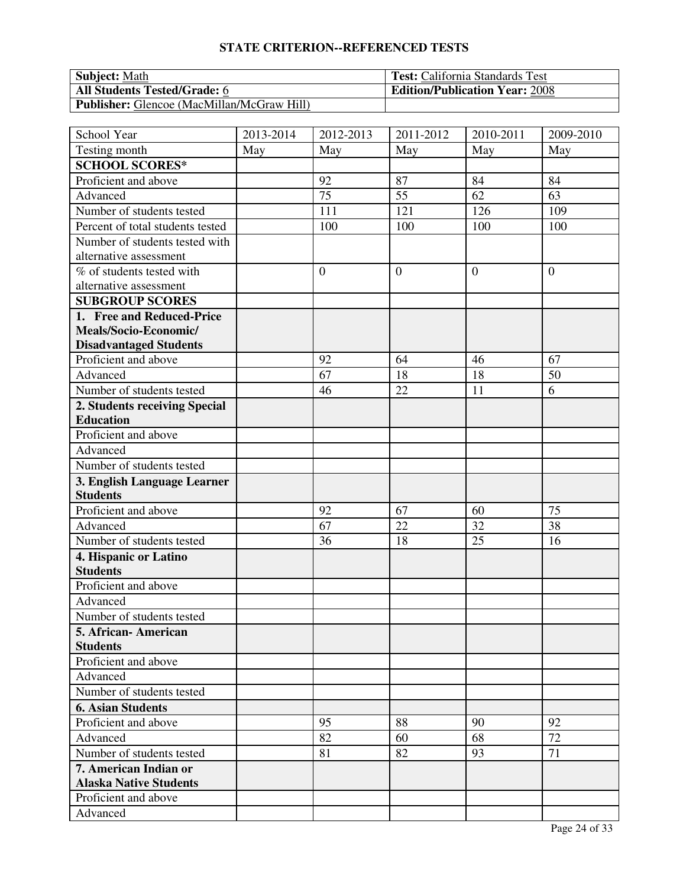## STATE CRITERION--REFERENCED TESTS

| **Subject:** Math | **Test:** California Standards Test |
|---|---|
| **All Students Tested/Grade:** 6 | **Edition/Publication Year:** 2008 |
| **Publisher:** Glencoe (MacMillan/McGraw Hill) | |

| School Year | 2013-2014 | 2012-2013 | 2011-2012 | 2010-2011 | 2009-2010 |
|---|---|---|---|---|---|
| Testing month | May | May | May | May | May |
| **SCHOOL SCORES*** | | | | | |
| Proficient and above | | 92 | 87 | 84 | 84 |
| Advanced | | 75 | 55 | 62 | 63 |
| Number of students tested | | 111 | 121 | 126 | 109 |
| Percent of total students tested | | 100 | 100 | 100 | 100 |
| Number of students tested with alternative assessment | | | | | |
| % of students tested with alternative assessment | | 0 | 0 | 0 | 0 |
| **SUBGROUP SCORES** | | | | | |
| **1. Free and Reduced-Price Meals/Socio-Economic/ Disadvantaged Students** | | | | | |
| Proficient and above | | 92 | 64 | 46 | 67 |
| Advanced | | 67 | 18 | 18 | 50 |
| Number of students tested | | 46 | 22 | 11 | 6 |
| **2. Students receiving Special Education** | | | | | |
| Proficient and above | | | | | |
| Advanced | | | | | |
| Number of students tested | | | | | |
| **3. English Language Learner Students** | | | | | |
| Proficient and above | | 92 | 67 | 60 | 75 |
| Advanced | | 67 | 22 | 32 | 38 |
| Number of students tested | | 36 | 18 | 25 | 16 |
| **4. Hispanic or Latino Students** | | | | | |
| Proficient and above | | | | | |
| Advanced | | | | | |
| Number of students tested | | | | | |
| **5. African- American Students** | | | | | |
| Proficient and above | | | | | |
| Advanced | | | | | |
| Number of students tested | | | | | |
| **6. Asian Students** | | | | | |
| Proficient and above | | 95 | 88 | 90 | 92 |
| Advanced | | 82 | 60 | 68 | 72 |
| Number of students tested | | 81 | 82 | 93 | 71 |
| **7. American Indian or Alaska Native Students** | | | | | |
| Proficient and above | | | | | |
| Advanced | | | | | |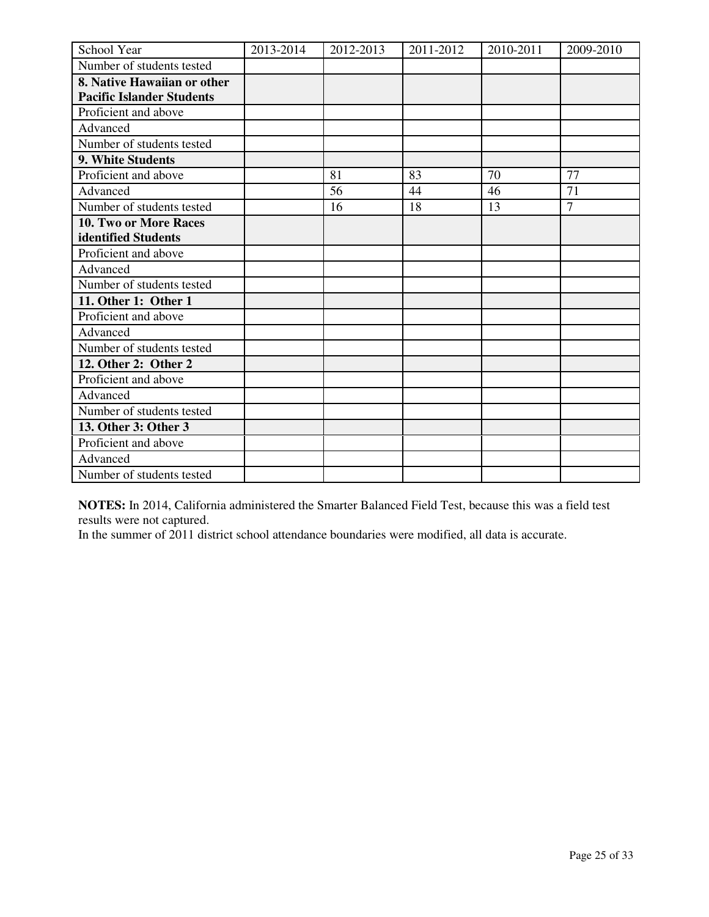| School Year | 2013-2014 | 2012-2013 | 2011-2012 | 2010-2011 | 2009-2010 |
|---|---|---|---|---|---|
| Number of students tested | | | | | |
| **8. Native Hawaiian or other Pacific Islander Students** | | | | | |
| Proficient and above | | | | | |
| Advanced | | | | | |
| Number of students tested | | | | | |
| **9. White Students** | | | | | |
| Proficient and above | | 81 | 83 | 70 | 77 |
| Advanced | | 56 | 44 | 46 | 71 |
| Number of students tested | | 16 | 18 | 13 | 7 |
| **10. Two or More Races identified Students** | | | | | |
| Proficient and above | | | | | |
| Advanced | | | | | |
| Number of students tested | | | | | |
| **11. Other 1: Other 1** | | | | | |
| Proficient and above | | | | | |
| Advanced | | | | | |
| Number of students tested | | | | | |
| **12. Other 2: Other 2** | | | | | |
| Proficient and above | | | | | |
| Advanced | | | | | |
| Number of students tested | | | | | |
| **13. Other 3: Other 3** | | | | | |
| Proficient and above | | | | | |
| Advanced | | | | | |
| Number of students tested | | | | | |

**NOTES:** In 2014, California administered the Smarter Balanced Field Test, because this was a field test results were not captured.
In the summer of 2011 district school attendance boundaries were modified, all data is accurate.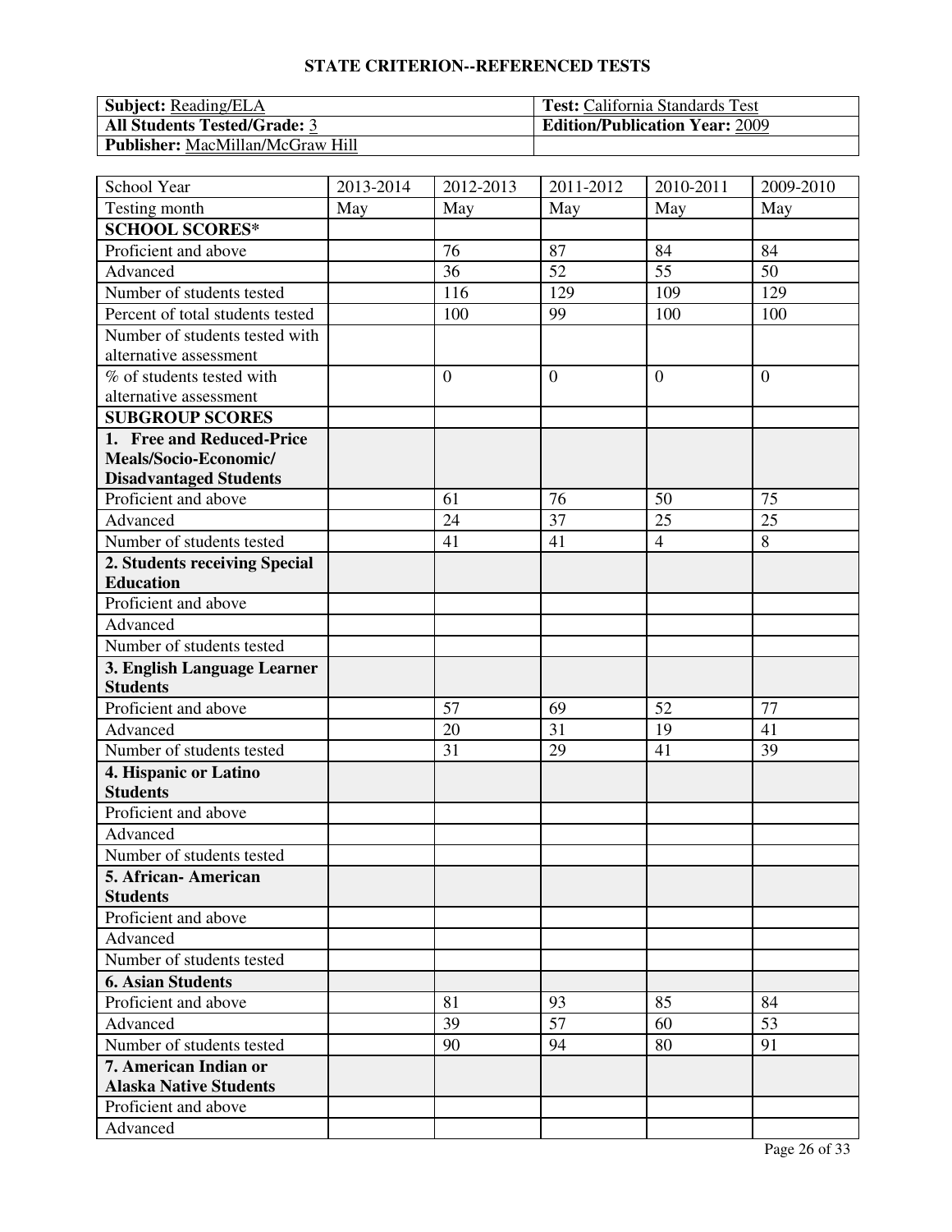## STATE CRITERION--REFERENCED TESTS

| **Subject:** Reading/ELA | **Test:** California Standards Test |
|---|---|
| **All Students Tested/Grade:** 3 | **Edition/Publication Year:** 2009 |
| **Publisher:** MacMillan/McGraw Hill | |

| School Year | 2013-2014 | 2012-2013 | 2011-2012 | 2010-2011 | 2009-2010 |
|---|---|---|---|---|---|
| Testing month | May | May | May | May | May |
| **SCHOOL SCORES*** | | | | | |
| Proficient and above | | 76 | 87 | 84 | 84 |
| Advanced | | 36 | 52 | 55 | 50 |
| Number of students tested | | 116 | 129 | 109 | 129 |
| Percent of total students tested | | 100 | 99 | 100 | 100 |
| Number of students tested with alternative assessment | | | | | |
| % of students tested with alternative assessment | | 0 | 0 | 0 | 0 |
| **SUBGROUP SCORES** | | | | | |
| **1. Free and Reduced-Price Meals/Socio-Economic/ Disadvantaged Students** | | | | | |
| Proficient and above | | 61 | 76 | 50 | 75 |
| Advanced | | 24 | 37 | 25 | 25 |
| Number of students tested | | 41 | 41 | 4 | 8 |
| **2. Students receiving Special Education** | | | | | |
| Proficient and above | | | | | |
| Advanced | | | | | |
| Number of students tested | | | | | |
| **3. English Language Learner Students** | | | | | |
| Proficient and above | | 57 | 69 | 52 | 77 |
| Advanced | | 20 | 31 | 19 | 41 |
| Number of students tested | | 31 | 29 | 41 | 39 |
| **4. Hispanic or Latino Students** | | | | | |
| Proficient and above | | | | | |
| Advanced | | | | | |
| Number of students tested | | | | | |
| **5. African- American Students** | | | | | |
| Proficient and above | | | | | |
| Advanced | | | | | |
| Number of students tested | | | | | |
| **6. Asian Students** | | | | | |
| Proficient and above | | 81 | 93 | 85 | 84 |
| Advanced | | 39 | 57 | 60 | 53 |
| Number of students tested | | 90 | 94 | 80 | 91 |
| **7. American Indian or Alaska Native Students** | | | | | |
| Proficient and above | | | | | |
| Advanced | | | | | |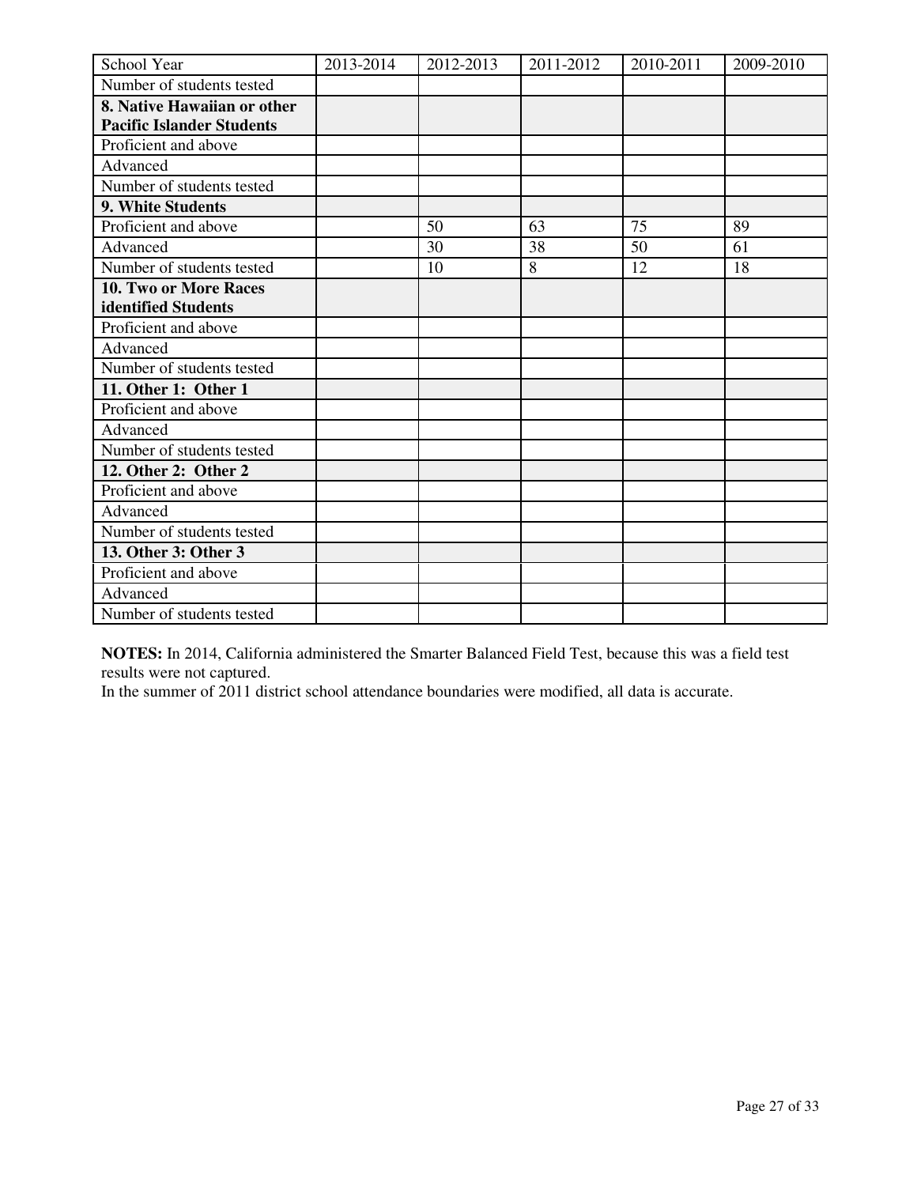| School Year | 2013-2014 | 2012-2013 | 2011-2012 | 2010-2011 | 2009-2010 |
|---|---|---|---|---|---|
| Number of students tested | | | | | |
| **8. Native Hawaiian or other Pacific Islander Students** | | | | | |
| Proficient and above | | | | | |
| Advanced | | | | | |
| Number of students tested | | | | | |
| **9. White Students** | | | | | |
| Proficient and above | | 50 | 63 | 75 | 89 |
| Advanced | | 30 | 38 | 50 | 61 |
| Number of students tested | | 10 | 8 | 12 | 18 |
| **10. Two or More Races identified Students** | | | | | |
| Proficient and above | | | | | |
| Advanced | | | | | |
| Number of students tested | | | | | |
| **11. Other 1: Other 1** | | | | | |
| Proficient and above | | | | | |
| Advanced | | | | | |
| Number of students tested | | | | | |
| **12. Other 2: Other 2** | | | | | |
| Proficient and above | | | | | |
| Advanced | | | | | |
| Number of students tested | | | | | |
| **13. Other 3: Other 3** | | | | | |
| Proficient and above | | | | | |
| Advanced | | | | | |
| Number of students tested | | | | | |

**NOTES:** In 2014, California administered the Smarter Balanced Field Test, because this was a field test results were not captured.
In the summer of 2011 district school attendance boundaries were modified, all data is accurate.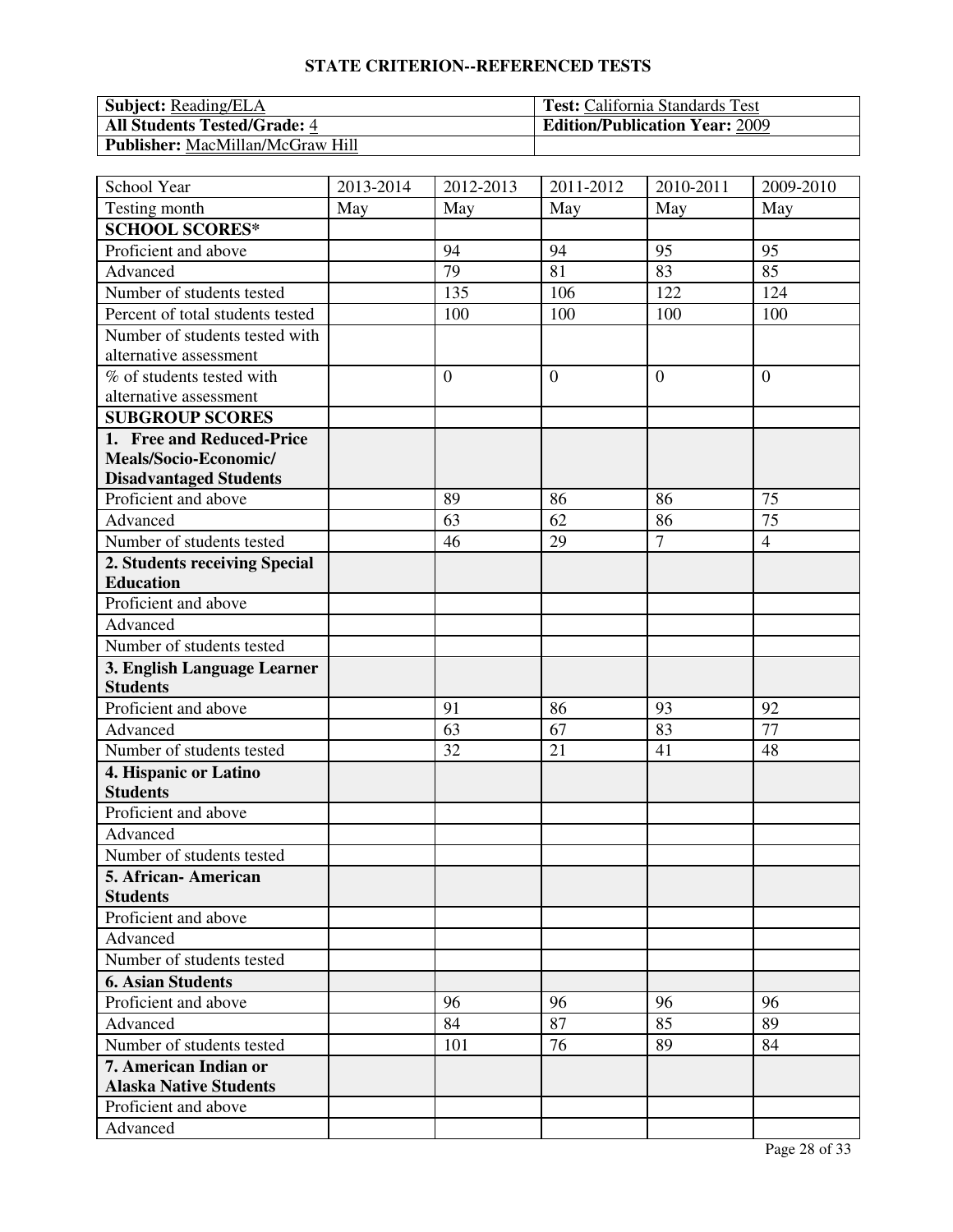## STATE CRITERION--REFERENCED TESTS

| **Subject:** Reading/ELA | **Test:** California Standards Test |
|---|---|
| **All Students Tested/Grade:** 4 | **Edition/Publication Year:** 2009 |
| **Publisher:** MacMillan/McGraw Hill | |

| School Year | 2013-2014 | 2012-2013 | 2011-2012 | 2010-2011 | 2009-2010 |
|---|---|---|---|---|---|
| Testing month | May | May | May | May | May |
| **SCHOOL SCORES*** | | | | | |
| Proficient and above | | 94 | 94 | 95 | 95 |
| Advanced | | 79 | 81 | 83 | 85 |
| Number of students tested | | 135 | 106 | 122 | 124 |
| Percent of total students tested | | 100 | 100 | 100 | 100 |
| Number of students tested with alternative assessment | | | | | |
| % of students tested with alternative assessment | | 0 | 0 | 0 | 0 |
| **SUBGROUP SCORES** | | | | | |
| **1. Free and Reduced-Price Meals/Socio-Economic/ Disadvantaged Students** | | | | | |
| Proficient and above | | 89 | 86 | 86 | 75 |
| Advanced | | 63 | 62 | 86 | 75 |
| Number of students tested | | 46 | 29 | 7 | 4 |
| **2. Students receiving Special Education** | | | | | |
| Proficient and above | | | | | |
| Advanced | | | | | |
| Number of students tested | | | | | |
| **3. English Language Learner Students** | | | | | |
| Proficient and above | | 91 | 86 | 93 | 92 |
| Advanced | | 63 | 67 | 83 | 77 |
| Number of students tested | | 32 | 21 | 41 | 48 |
| **4. Hispanic or Latino Students** | | | | | |
| Proficient and above | | | | | |
| Advanced | | | | | |
| Number of students tested | | | | | |
| **5. African- American Students** | | | | | |
| Proficient and above | | | | | |
| Advanced | | | | | |
| Number of students tested | | | | | |
| **6. Asian Students** | | | | | |
| Proficient and above | | 96 | 96 | 96 | 96 |
| Advanced | | 84 | 87 | 85 | 89 |
| Number of students tested | | 101 | 76 | 89 | 84 |
| **7. American Indian or Alaska Native Students** | | | | | |
| Proficient and above | | | | | |
| Advanced | | | | | |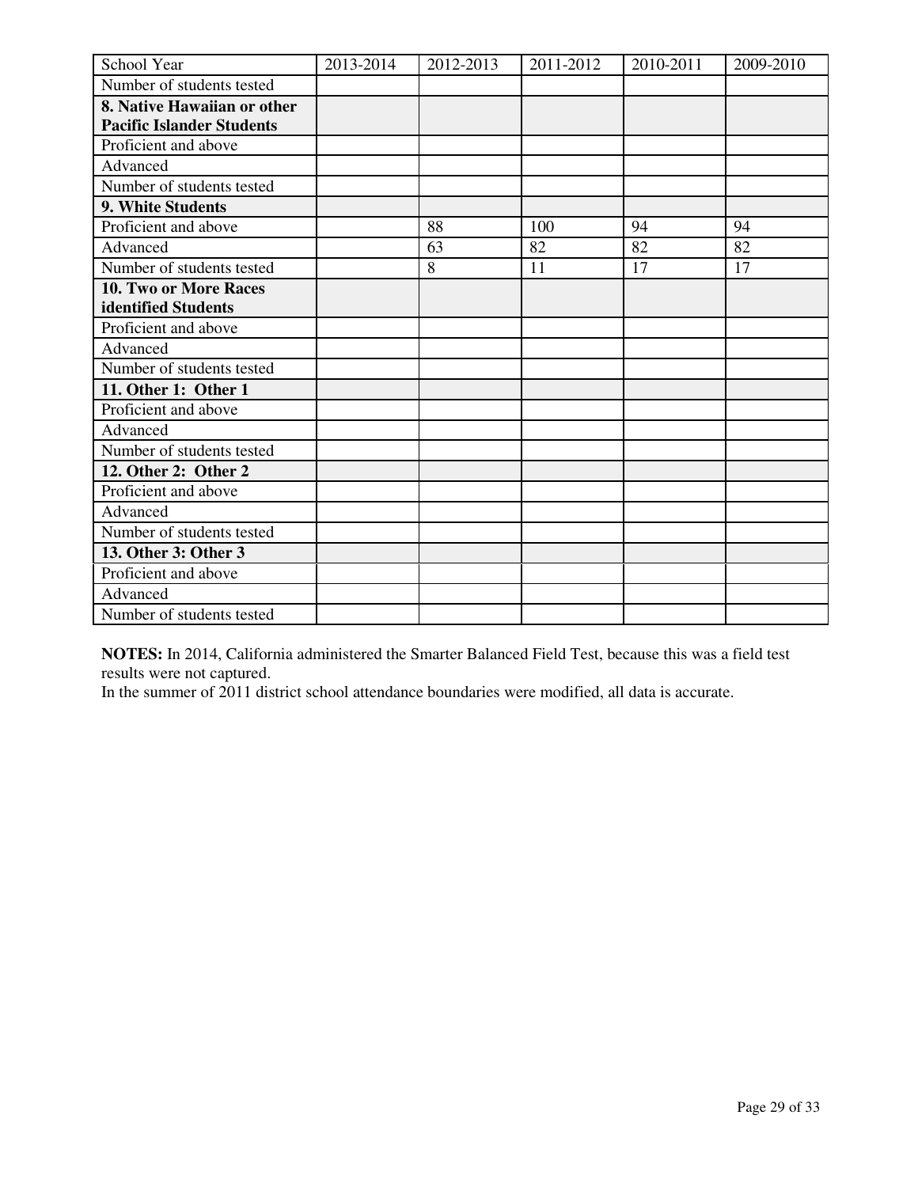| School Year | 2013-2014 | 2012-2013 | 2011-2012 | 2010-2011 | 2009-2010 |
|---|---|---|---|---|---|
| Number of students tested | | | | | |
| **8. Native Hawaiian or other Pacific Islander Students** | | | | | |
| Proficient and above | | | | | |
| Advanced | | | | | |
| Number of students tested | | | | | |
| **9. White Students** | | | | | |
| Proficient and above | | 88 | 100 | 94 | 94 |
| Advanced | | 63 | 82 | 82 | 82 |
| Number of students tested | | 8 | 11 | 17 | 17 |
| **10. Two or More Races identified Students** | | | | | |
| Proficient and above | | | | | |
| Advanced | | | | | |
| Number of students tested | | | | | |
| **11. Other 1: Other 1** | | | | | |
| Proficient and above | | | | | |
| Advanced | | | | | |
| Number of students tested | | | | | |
| **12. Other 2: Other 2** | | | | | |
| Proficient and above | | | | | |
| Advanced | | | | | |
| Number of students tested | | | | | |
| **13. Other 3: Other 3** | | | | | |
| Proficient and above | | | | | |
| Advanced | | | | | |
| Number of students tested | | | | | |

**NOTES:** In 2014, California administered the Smarter Balanced Field Test, because this was a field test results were not captured.
In the summer of 2011 district school attendance boundaries were modified, all data is accurate.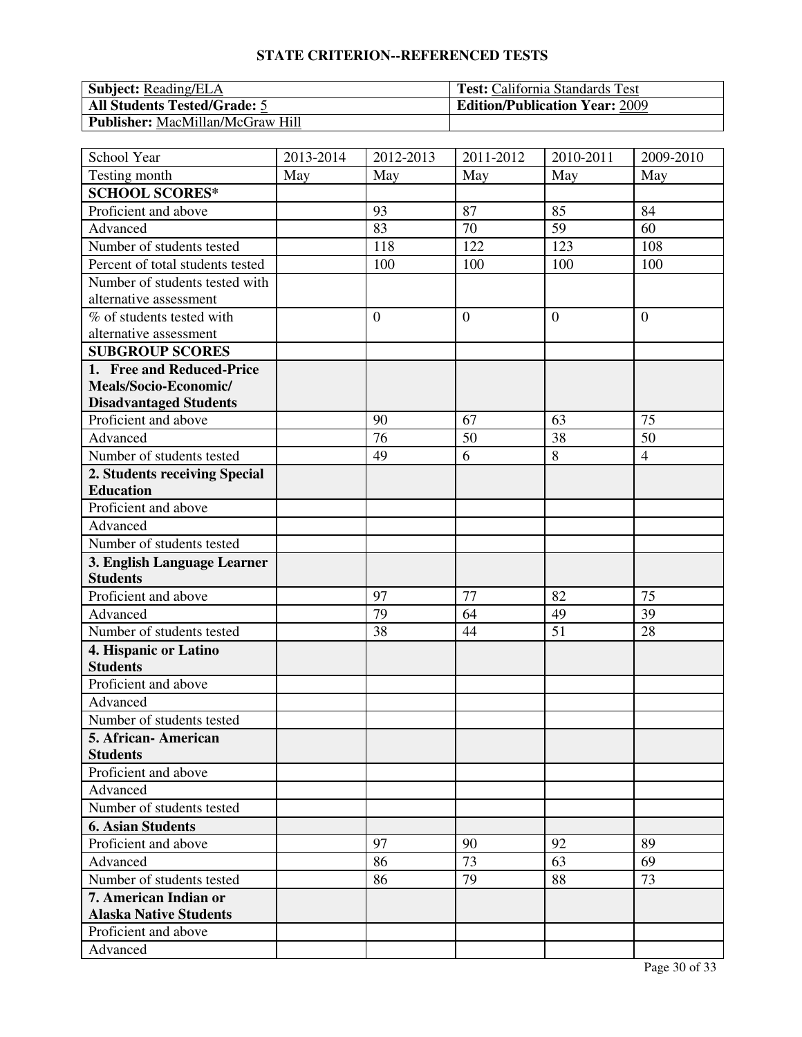## STATE CRITERION--REFERENCED TESTS

| **Subject:** Reading/ELA | **Test:** California Standards Test |
|---|---|
| **All Students Tested/Grade:** 5 | **Edition/Publication Year:** 2009 |
| **Publisher:** MacMillan/McGraw Hill | |

| School Year | 2013-2014 | 2012-2013 | 2011-2012 | 2010-2011 | 2009-2010 |
|---|---|---|---|---|---|
| Testing month | May | May | May | May | May |
| **SCHOOL SCORES*** | | | | | |
| Proficient and above | | 93 | 87 | 85 | 84 |
| Advanced | | 83 | 70 | 59 | 60 |
| Number of students tested | | 118 | 122 | 123 | 108 |
| Percent of total students tested | | 100 | 100 | 100 | 100 |
| Number of students tested with alternative assessment | | | | | |
| % of students tested with alternative assessment | | 0 | 0 | 0 | 0 |
| **SUBGROUP SCORES** | | | | | |
| **1. Free and Reduced-Price Meals/Socio-Economic/ Disadvantaged Students** | | | | | |
| Proficient and above | | 90 | 67 | 63 | 75 |
| Advanced | | 76 | 50 | 38 | 50 |
| Number of students tested | | 49 | 6 | 8 | 4 |
| **2. Students receiving Special Education** | | | | | |
| Proficient and above | | | | | |
| Advanced | | | | | |
| Number of students tested | | | | | |
| **3. English Language Learner Students** | | | | | |
| Proficient and above | | 97 | 77 | 82 | 75 |
| Advanced | | 79 | 64 | 49 | 39 |
| Number of students tested | | 38 | 44 | 51 | 28 |
| **4. Hispanic or Latino Students** | | | | | |
| Proficient and above | | | | | |
| Advanced | | | | | |
| Number of students tested | | | | | |
| **5. African- American Students** | | | | | |
| Proficient and above | | | | | |
| Advanced | | | | | |
| Number of students tested | | | | | |
| **6. Asian Students** | | | | | |
| Proficient and above | | 97 | 90 | 92 | 89 |
| Advanced | | 86 | 73 | 63 | 69 |
| Number of students tested | | 86 | 79 | 88 | 73 |
| **7. American Indian or Alaska Native Students** | | | | | |
| Proficient and above | | | | | |
| Advanced | | | | | |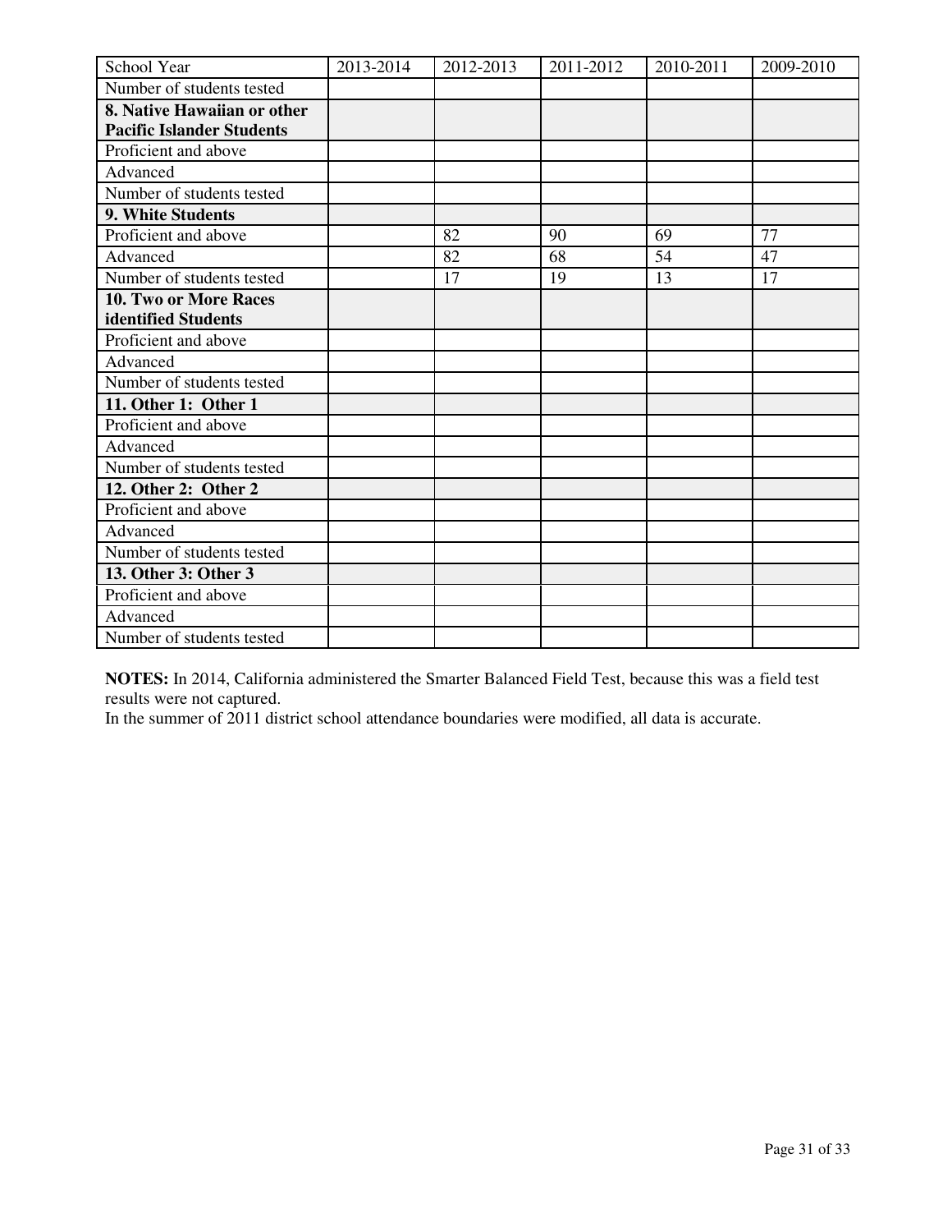| School Year | 2013-2014 | 2012-2013 | 2011-2012 | 2010-2011 | 2009-2010 |
|---|---|---|---|---|---|
| Number of students tested | | | | | |
| **8. Native Hawaiian or other Pacific Islander Students** | | | | | |
| Proficient and above | | | | | |
| Advanced | | | | | |
| Number of students tested | | | | | |
| **9. White Students** | | | | | |
| Proficient and above | | 82 | 90 | 69 | 77 |
| Advanced | | 82 | 68 | 54 | 47 |
| Number of students tested | | 17 | 19 | 13 | 17 |
| **10. Two or More Races identified Students** | | | | | |
| Proficient and above | | | | | |
| Advanced | | | | | |
| Number of students tested | | | | | |
| **11. Other 1: Other 1** | | | | | |
| Proficient and above | | | | | |
| Advanced | | | | | |
| Number of students tested | | | | | |
| **12. Other 2: Other 2** | | | | | |
| Proficient and above | | | | | |
| Advanced | | | | | |
| Number of students tested | | | | | |
| **13. Other 3: Other 3** | | | | | |
| Proficient and above | | | | | |
| Advanced | | | | | |
| Number of students tested | | | | | |

**NOTES:** In 2014, California administered the Smarter Balanced Field Test, because this was a field test results were not captured.
In the summer of 2011 district school attendance boundaries were modified, all data is accurate.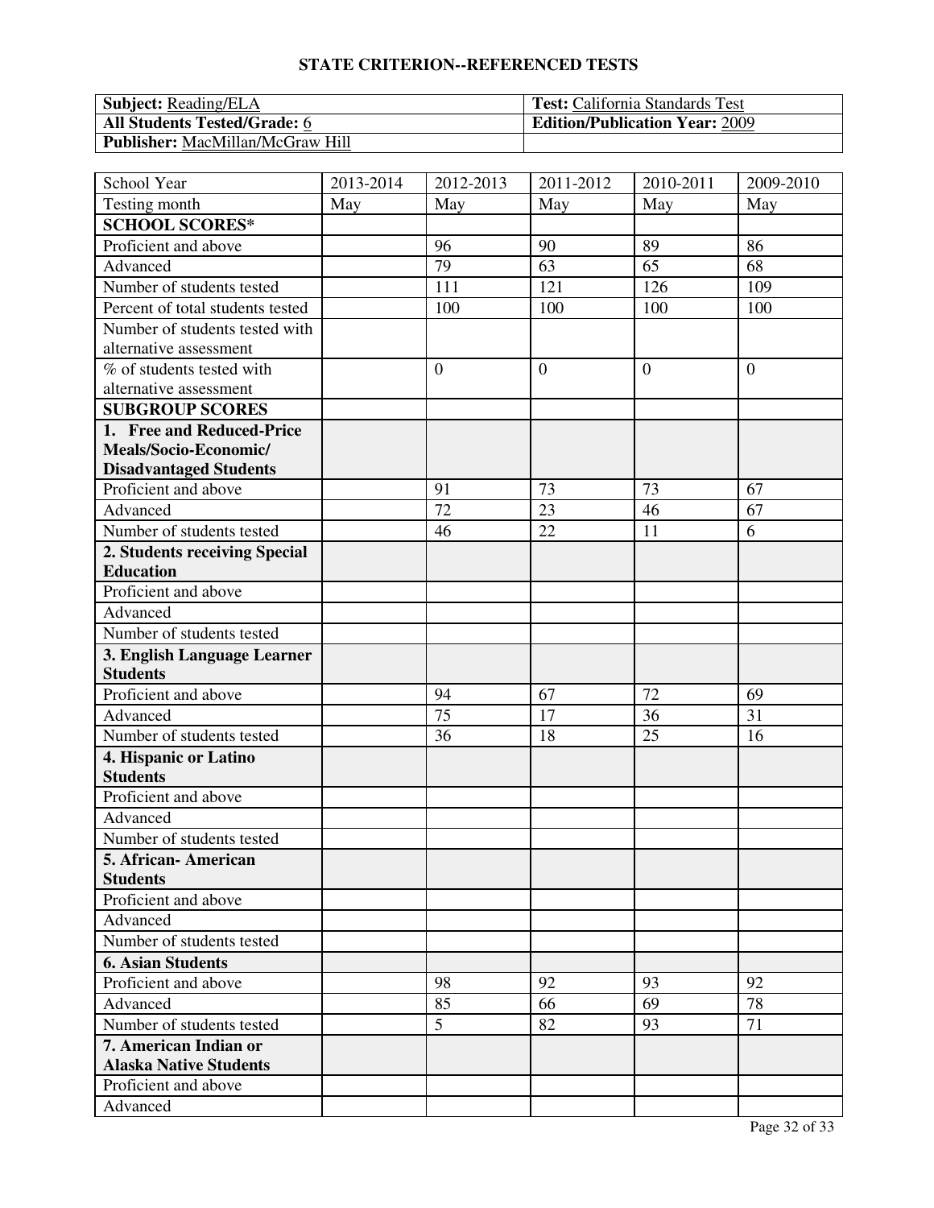## STATE CRITERION--REFERENCED TESTS

| **Subject:** Reading/ELA | **Test:** California Standards Test |
|---|---|
| **All Students Tested/Grade:** 6 | **Edition/Publication Year:** 2009 |
| **Publisher:** MacMillan/McGraw Hill | |

| School Year | 2013-2014 | 2012-2013 | 2011-2012 | 2010-2011 | 2009-2010 |
|---|---|---|---|---|---|
| Testing month | May | May | May | May | May |
| **SCHOOL SCORES*** | | | | | |
| Proficient and above | | 96 | 90 | 89 | 86 |
| Advanced | | 79 | 63 | 65 | 68 |
| Number of students tested | | 111 | 121 | 126 | 109 |
| Percent of total students tested | | 100 | 100 | 100 | 100 |
| Number of students tested with alternative assessment | | | | | |
| % of students tested with alternative assessment | | 0 | 0 | 0 | 0 |
| **SUBGROUP SCORES** | | | | | |
| **1. Free and Reduced-Price Meals/Socio-Economic/ Disadvantaged Students** | | | | | |
| Proficient and above | | 91 | 73 | 73 | 67 |
| Advanced | | 72 | 23 | 46 | 67 |
| Number of students tested | | 46 | 22 | 11 | 6 |
| **2. Students receiving Special Education** | | | | | |
| Proficient and above | | | | | |
| Advanced | | | | | |
| Number of students tested | | | | | |
| **3. English Language Learner Students** | | | | | |
| Proficient and above | | 94 | 67 | 72 | 69 |
| Advanced | | 75 | 17 | 36 | 31 |
| Number of students tested | | 36 | 18 | 25 | 16 |
| **4. Hispanic or Latino Students** | | | | | |
| Proficient and above | | | | | |
| Advanced | | | | | |
| Number of students tested | | | | | |
| **5. African- American Students** | | | | | |
| Proficient and above | | | | | |
| Advanced | | | | | |
| Number of students tested | | | | | |
| **6. Asian Students** | | | | | |
| Proficient and above | | 98 | 92 | 93 | 92 |
| Advanced | | 85 | 66 | 69 | 78 |
| Number of students tested | | 5 | 82 | 93 | 71 |
| **7. American Indian or Alaska Native Students** | | | | | |
| Proficient and above | | | | | |
| Advanced | | | | | |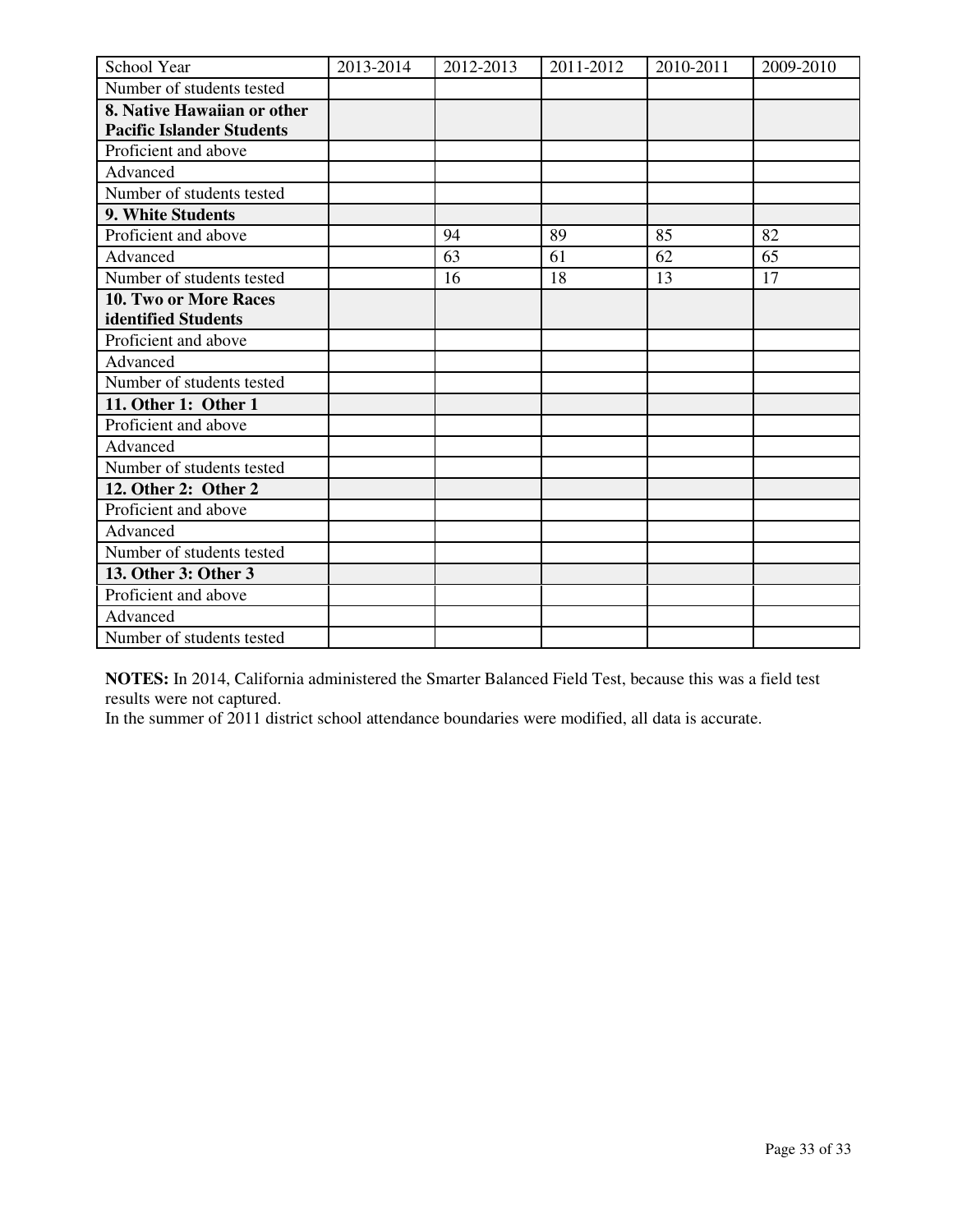| School Year | 2013-2014 | 2012-2013 | 2011-2012 | 2010-2011 | 2009-2010 |
|---|---|---|---|---|---|
| Number of students tested | | | | | |
| **8. Native Hawaiian or other Pacific Islander Students** | | | | | |
| Proficient and above | | | | | |
| Advanced | | | | | |
| Number of students tested | | | | | |
| **9. White Students** | | | | | |
| Proficient and above | | 94 | 89 | 85 | 82 |
| Advanced | | 63 | 61 | 62 | 65 |
| Number of students tested | | 16 | 18 | 13 | 17 |
| **10. Two or More Races identified Students** | | | | | |
| Proficient and above | | | | | |
| Advanced | | | | | |
| Number of students tested | | | | | |
| **11. Other 1: Other 1** | | | | | |
| Proficient and above | | | | | |
| Advanced | | | | | |
| Number of students tested | | | | | |
| **12. Other 2: Other 2** | | | | | |
| Proficient and above | | | | | |
| Advanced | | | | | |
| Number of students tested | | | | | |
| **13. Other 3: Other 3** | | | | | |
| Proficient and above | | | | | |
| Advanced | | | | | |
| Number of students tested | | | | | |

**NOTES:** In 2014, California administered the Smarter Balanced Field Test, because this was a field test results were not captured.
In the summer of 2011 district school attendance boundaries were modified, all data is accurate.